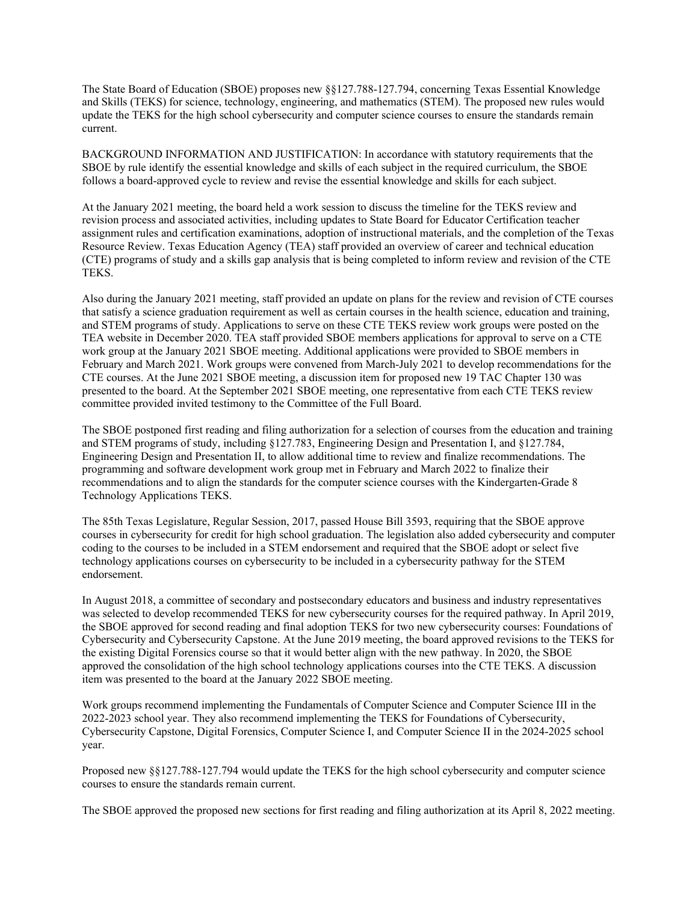The State Board of Education (SBOE) proposes new §§127.788-127.794, concerning Texas Essential Knowledge and Skills (TEKS) for science, technology, engineering, and mathematics (STEM). The proposed new rules would update the TEKS for the high school cybersecurity and computer science courses to ensure the standards remain current.

BACKGROUND INFORMATION AND JUSTIFICATION: In accordance with statutory requirements that the SBOE by rule identify the essential knowledge and skills of each subject in the required curriculum, the SBOE follows a board-approved cycle to review and revise the essential knowledge and skills for each subject.

At the January 2021 meeting, the board held a work session to discuss the timeline for the TEKS review and revision process and associated activities, including updates to State Board for Educator Certification teacher assignment rules and certification examinations, adoption of instructional materials, and the completion of the Texas Resource Review. Texas Education Agency (TEA) staff provided an overview of career and technical education (CTE) programs of study and a skills gap analysis that is being completed to inform review and revision of the CTE TEKS.

Also during the January 2021 meeting, staff provided an update on plans for the review and revision of CTE courses that satisfy a science graduation requirement as well as certain courses in the health science, education and training, and STEM programs of study. Applications to serve on these CTE TEKS review work groups were posted on the TEA website in December 2020. TEA staff provided SBOE members applications for approval to serve on a CTE work group at the January 2021 SBOE meeting. Additional applications were provided to SBOE members in February and March 2021. Work groups were convened from March-July 2021 to develop recommendations for the CTE courses. At the June 2021 SBOE meeting, a discussion item for proposed new 19 TAC Chapter 130 was presented to the board. At the September 2021 SBOE meeting, one representative from each CTE TEKS review committee provided invited testimony to the Committee of the Full Board.

The SBOE postponed first reading and filing authorization for a selection of courses from the education and training and STEM programs of study, including §127.783, Engineering Design and Presentation I, and §127.784, Engineering Design and Presentation II, to allow additional time to review and finalize recommendations. The programming and software development work group met in February and March 2022 to finalize their recommendations and to align the standards for the computer science courses with the Kindergarten-Grade 8 Technology Applications TEKS.

The 85th Texas Legislature, Regular Session, 2017, passed House Bill 3593, requiring that the SBOE approve courses in cybersecurity for credit for high school graduation. The legislation also added cybersecurity and computer coding to the courses to be included in a STEM endorsement and required that the SBOE adopt or select five technology applications courses on cybersecurity to be included in a cybersecurity pathway for the STEM endorsement.

In August 2018, a committee of secondary and postsecondary educators and business and industry representatives was selected to develop recommended TEKS for new cybersecurity courses for the required pathway. In April 2019, the SBOE approved for second reading and final adoption TEKS for two new cybersecurity courses: Foundations of Cybersecurity and Cybersecurity Capstone. At the June 2019 meeting, the board approved revisions to the TEKS for the existing Digital Forensics course so that it would better align with the new pathway. In 2020, the SBOE approved the consolidation of the high school technology applications courses into the CTE TEKS. A discussion item was presented to the board at the January 2022 SBOE meeting.

Work groups recommend implementing the Fundamentals of Computer Science and Computer Science III in the 2022-2023 school year. They also recommend implementing the TEKS for Foundations of Cybersecurity, Cybersecurity Capstone, Digital Forensics, Computer Science I, and Computer Science II in the 2024-2025 school year.

Proposed new §§127.788-127.794 would update the TEKS for the high school cybersecurity and computer science courses to ensure the standards remain current.

The SBOE approved the proposed new sections for first reading and filing authorization at its April 8, 2022 meeting.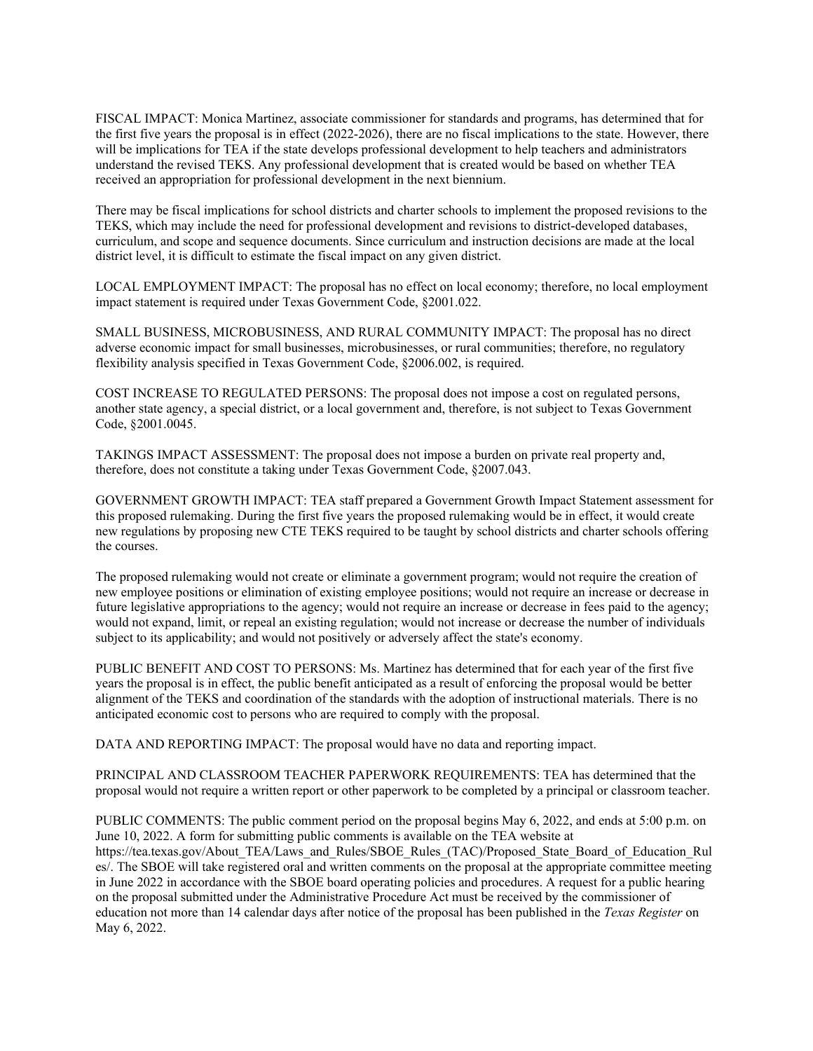FISCAL IMPACT: Monica Martinez, associate commissioner for standards and programs, has determined that for the first five years the proposal is in effect (2022-2026), there are no fiscal implications to the state. However, there will be implications for TEA if the state develops professional development to help teachers and administrators understand the revised TEKS. Any professional development that is created would be based on whether TEA received an appropriation for professional development in the next biennium.

There may be fiscal implications for school districts and charter schools to implement the proposed revisions to the TEKS, which may include the need for professional development and revisions to district-developed databases, curriculum, and scope and sequence documents. Since curriculum and instruction decisions are made at the local district level, it is difficult to estimate the fiscal impact on any given district.

LOCAL EMPLOYMENT IMPACT: The proposal has no effect on local economy; therefore, no local employment impact statement is required under Texas Government Code, §2001.022.

SMALL BUSINESS, MICROBUSINESS, AND RURAL COMMUNITY IMPACT: The proposal has no direct adverse economic impact for small businesses, microbusinesses, or rural communities; therefore, no regulatory flexibility analysis specified in Texas Government Code, §2006.002, is required.

COST INCREASE TO REGULATED PERSONS: The proposal does not impose a cost on regulated persons, another state agency, a special district, or a local government and, therefore, is not subject to Texas Government Code, §2001.0045.

TAKINGS IMPACT ASSESSMENT: The proposal does not impose a burden on private real property and, therefore, does not constitute a taking under Texas Government Code, §2007.043.

GOVERNMENT GROWTH IMPACT: TEA staff prepared a Government Growth Impact Statement assessment for this proposed rulemaking. During the first five years the proposed rulemaking would be in effect, it would create new regulations by proposing new CTE TEKS required to be taught by school districts and charter schools offering the courses.

The proposed rulemaking would not create or eliminate a government program; would not require the creation of new employee positions or elimination of existing employee positions; would not require an increase or decrease in future legislative appropriations to the agency; would not require an increase or decrease in fees paid to the agency; would not expand, limit, or repeal an existing regulation; would not increase or decrease the number of individuals subject to its applicability; and would not positively or adversely affect the state's economy.

PUBLIC BENEFIT AND COST TO PERSONS: Ms. Martinez has determined that for each year of the first five years the proposal is in effect, the public benefit anticipated as a result of enforcing the proposal would be better alignment of the TEKS and coordination of the standards with the adoption of instructional materials. There is no anticipated economic cost to persons who are required to comply with the proposal.

DATA AND REPORTING IMPACT: The proposal would have no data and reporting impact.

PRINCIPAL AND CLASSROOM TEACHER PAPERWORK REQUIREMENTS: TEA has determined that the proposal would not require a written report or other paperwork to be completed by a principal or classroom teacher.

PUBLIC COMMENTS: The public comment period on the proposal begins May 6, 2022, and ends at 5:00 p.m. on June 10, 2022. A form for submitting public comments is available on the TEA website at https://tea.texas.gov/About_TEA/Laws_and_Rules/SBOE_Rules_(TAC)/Proposed_State_Board_of_Education_Rules/. The SBOE will take registered oral and written comments on the proposal at the appropriate committee meeting in June 2022 in accordance with the SBOE board operating policies and procedures. A request for a public hearing on the proposal submitted under the Administrative Procedure Act must be received by the commissioner of education not more than 14 calendar days after notice of the proposal has been published in the *Texas Register* on May 6, 2022.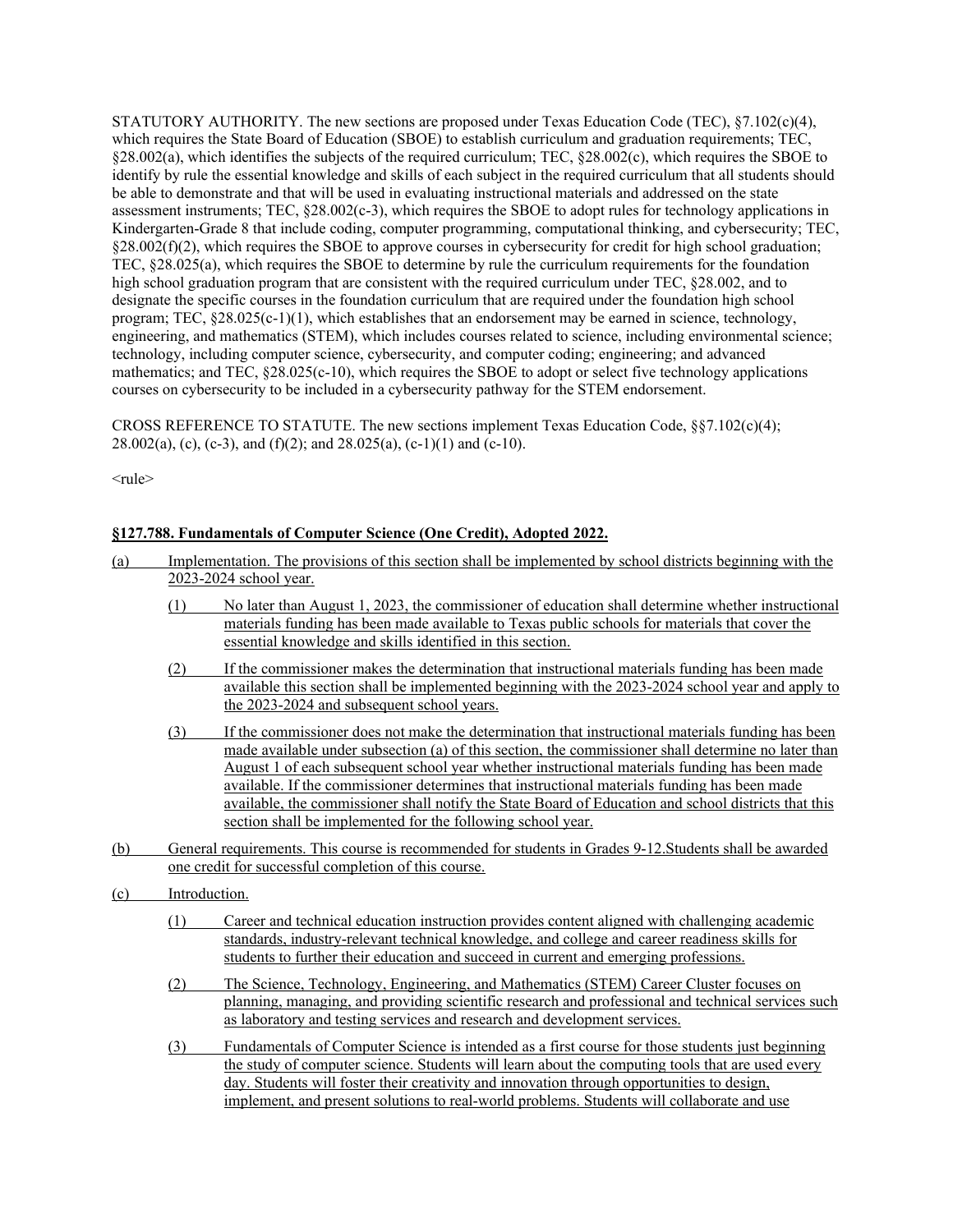STATUTORY AUTHORITY. The new sections are proposed under Texas Education Code (TEC), §7.102(c)(4), which requires the State Board of Education (SBOE) to establish curriculum and graduation requirements; TEC, §28.002(a), which identifies the subjects of the required curriculum; TEC, §28.002(c), which requires the SBOE to identify by rule the essential knowledge and skills of each subject in the required curriculum that all students should be able to demonstrate and that will be used in evaluating instructional materials and addressed on the state assessment instruments; TEC, §28.002(c-3), which requires the SBOE to adopt rules for technology applications in Kindergarten-Grade 8 that include coding, computer programming, computational thinking, and cybersecurity; TEC, §28.002(f)(2), which requires the SBOE to approve courses in cybersecurity for credit for high school graduation; TEC, §28.025(a), which requires the SBOE to determine by rule the curriculum requirements for the foundation high school graduation program that are consistent with the required curriculum under TEC, §28.002, and to designate the specific courses in the foundation curriculum that are required under the foundation high school program; TEC, §28.025(c-1)(1), which establishes that an endorsement may be earned in science, technology, engineering, and mathematics (STEM), which includes courses related to science, including environmental science; technology, including computer science, cybersecurity, and computer coding; engineering; and advanced mathematics; and TEC, §28.025(c-10), which requires the SBOE to adopt or select five technology applications courses on cybersecurity to be included in a cybersecurity pathway for the STEM endorsement.

CROSS REFERENCE TO STATUTE. The new sections implement Texas Education Code, §§7.102(c)(4); 28.002(a), (c), (c-3), and (f)(2); and 28.025(a), (c-1)(1) and (c-10).

<rule>

**§127.788. Fundamentals of Computer Science (One Credit), Adopted 2022.**

(a) Implementation. The provisions of this section shall be implemented by school districts beginning with the 2023-2024 school year.

(1) No later than August 1, 2023, the commissioner of education shall determine whether instructional materials funding has been made available to Texas public schools for materials that cover the essential knowledge and skills identified in this section.

(2) If the commissioner makes the determination that instructional materials funding has been made available this section shall be implemented beginning with the 2023-2024 school year and apply to the 2023-2024 and subsequent school years.

(3) If the commissioner does not make the determination that instructional materials funding has been made available under subsection (a) of this section, the commissioner shall determine no later than August 1 of each subsequent school year whether instructional materials funding has been made available. If the commissioner determines that instructional materials funding has been made available, the commissioner shall notify the State Board of Education and school districts that this section shall be implemented for the following school year.

(b) General requirements. This course is recommended for students in Grades 9-12.Students shall be awarded one credit for successful completion of this course.

(c) Introduction.

(1) Career and technical education instruction provides content aligned with challenging academic standards, industry-relevant technical knowledge, and college and career readiness skills for students to further their education and succeed in current and emerging professions.

(2) The Science, Technology, Engineering, and Mathematics (STEM) Career Cluster focuses on planning, managing, and providing scientific research and professional and technical services such as laboratory and testing services and research and development services.

(3) Fundamentals of Computer Science is intended as a first course for those students just beginning the study of computer science. Students will learn about the computing tools that are used every day. Students will foster their creativity and innovation through opportunities to design, implement, and present solutions to real-world problems. Students will collaborate and use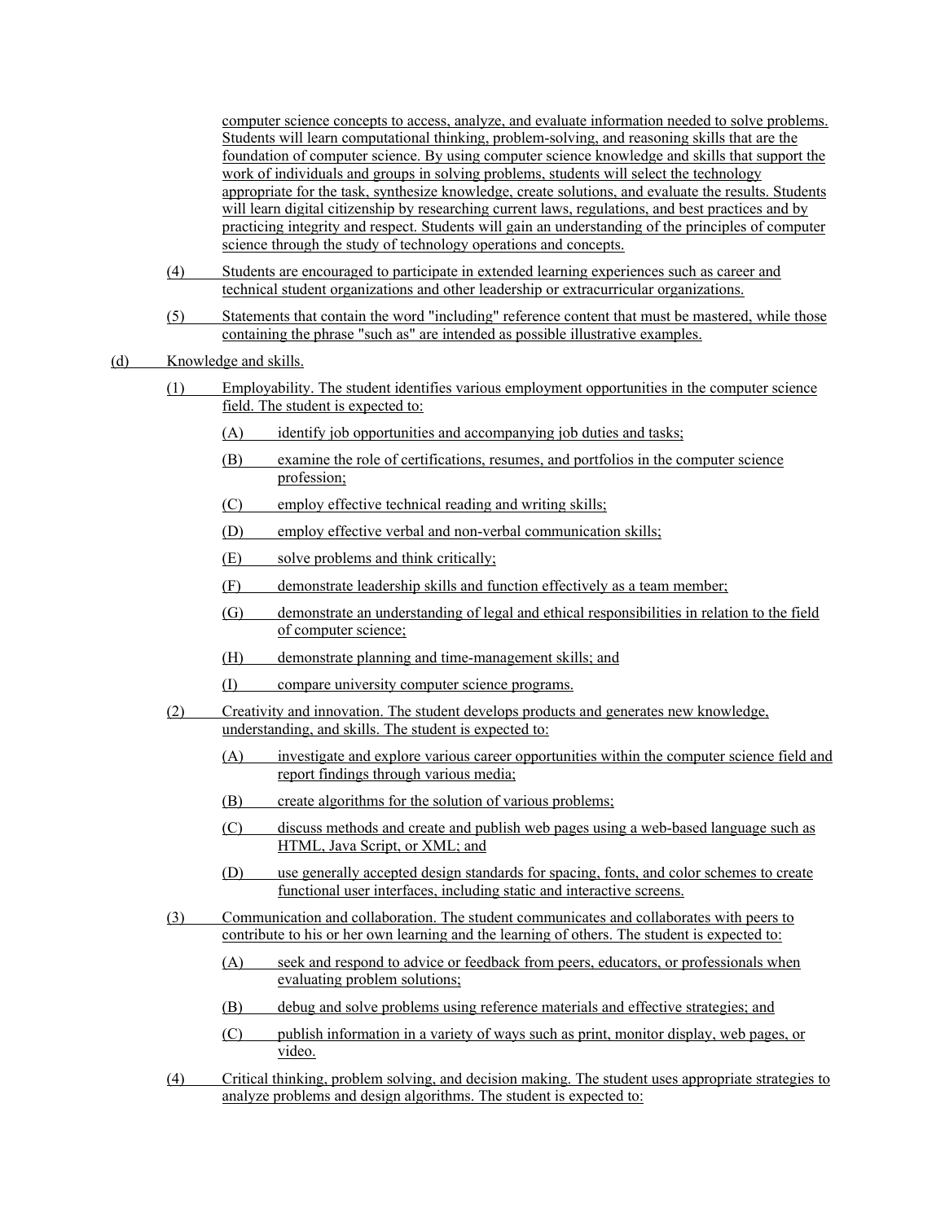computer science concepts to access, analyze, and evaluate information needed to solve problems. Students will learn computational thinking, problem-solving, and reasoning skills that are the foundation of computer science. By using computer science knowledge and skills that support the work of individuals and groups in solving problems, students will select the technology appropriate for the task, synthesize knowledge, create solutions, and evaluate the results. Students will learn digital citizenship by researching current laws, regulations, and best practices and by practicing integrity and respect. Students will gain an understanding of the principles of computer science through the study of technology operations and concepts.

(4) Students are encouraged to participate in extended learning experiences such as career and technical student organizations and other leadership or extracurricular organizations.

(5) Statements that contain the word "including" reference content that must be mastered, while those containing the phrase "such as" are intended as possible illustrative examples.

(d) Knowledge and skills.

(1) Employability. The student identifies various employment opportunities in the computer science field. The student is expected to:

(A) identify job opportunities and accompanying job duties and tasks;

(B) examine the role of certifications, resumes, and portfolios in the computer science profession;

(C) employ effective technical reading and writing skills;

(D) employ effective verbal and non-verbal communication skills;

(E) solve problems and think critically;

(F) demonstrate leadership skills and function effectively as a team member;

(G) demonstrate an understanding of legal and ethical responsibilities in relation to the field of computer science;

(H) demonstrate planning and time-management skills; and

(I) compare university computer science programs.

(2) Creativity and innovation. The student develops products and generates new knowledge, understanding, and skills. The student is expected to:

(A) investigate and explore various career opportunities within the computer science field and report findings through various media;

(B) create algorithms for the solution of various problems;

(C) discuss methods and create and publish web pages using a web-based language such as HTML, Java Script, or XML; and

(D) use generally accepted design standards for spacing, fonts, and color schemes to create functional user interfaces, including static and interactive screens.

(3) Communication and collaboration. The student communicates and collaborates with peers to contribute to his or her own learning and the learning of others. The student is expected to:

(A) seek and respond to advice or feedback from peers, educators, or professionals when evaluating problem solutions;

(B) debug and solve problems using reference materials and effective strategies; and

(C) publish information in a variety of ways such as print, monitor display, web pages, or video.

(4) Critical thinking, problem solving, and decision making. The student uses appropriate strategies to analyze problems and design algorithms. The student is expected to: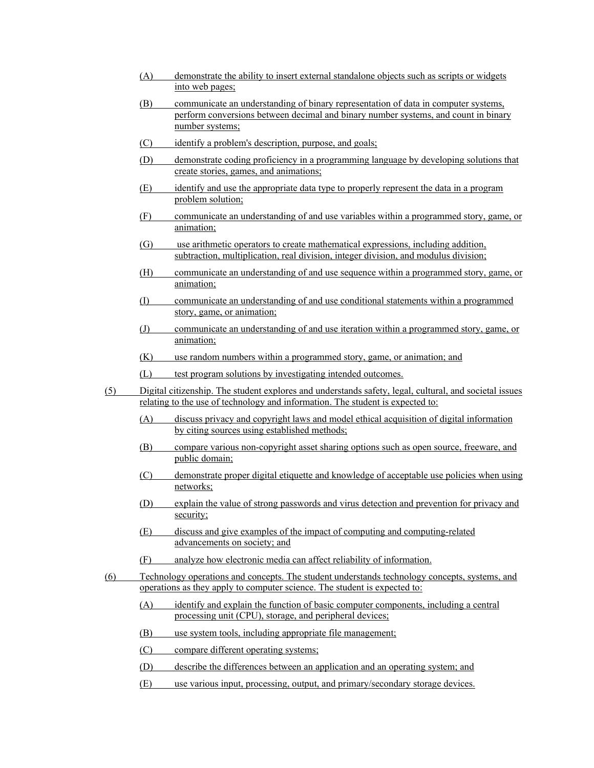- (A) demonstrate the ability to insert external standalone objects such as scripts or widgets into web pages;
- (B) communicate an understanding of binary representation of data in computer systems, perform conversions between decimal and binary number systems, and count in binary number systems;
- (C) identify a problem's description, purpose, and goals;
- (D) demonstrate coding proficiency in a programming language by developing solutions that create stories, games, and animations;
- (E) identify and use the appropriate data type to properly represent the data in a program problem solution;
- (F) communicate an understanding of and use variables within a programmed story, game, or animation;
- (G) use arithmetic operators to create mathematical expressions, including addition, subtraction, multiplication, real division, integer division, and modulus division;
- (H) communicate an understanding of and use sequence within a programmed story, game, or animation;
- (I) communicate an understanding of and use conditional statements within a programmed story, game, or animation;
- (J) communicate an understanding of and use iteration within a programmed story, game, or animation;
- (K) use random numbers within a programmed story, game, or animation; and
- (L) test program solutions by investigating intended outcomes.

(5) Digital citizenship. The student explores and understands safety, legal, cultural, and societal issues relating to the use of technology and information. The student is expected to:

- (A) discuss privacy and copyright laws and model ethical acquisition of digital information by citing sources using established methods;
- (B) compare various non-copyright asset sharing options such as open source, freeware, and public domain;
- (C) demonstrate proper digital etiquette and knowledge of acceptable use policies when using networks;
- (D) explain the value of strong passwords and virus detection and prevention for privacy and security;
- (E) discuss and give examples of the impact of computing and computing-related advancements on society; and
- (F) analyze how electronic media can affect reliability of information.

(6) Technology operations and concepts. The student understands technology concepts, systems, and operations as they apply to computer science. The student is expected to:

- (A) identify and explain the function of basic computer components, including a central processing unit (CPU), storage, and peripheral devices;
- (B) use system tools, including appropriate file management;
- (C) compare different operating systems;
- (D) describe the differences between an application and an operating system; and
- (E) use various input, processing, output, and primary/secondary storage devices.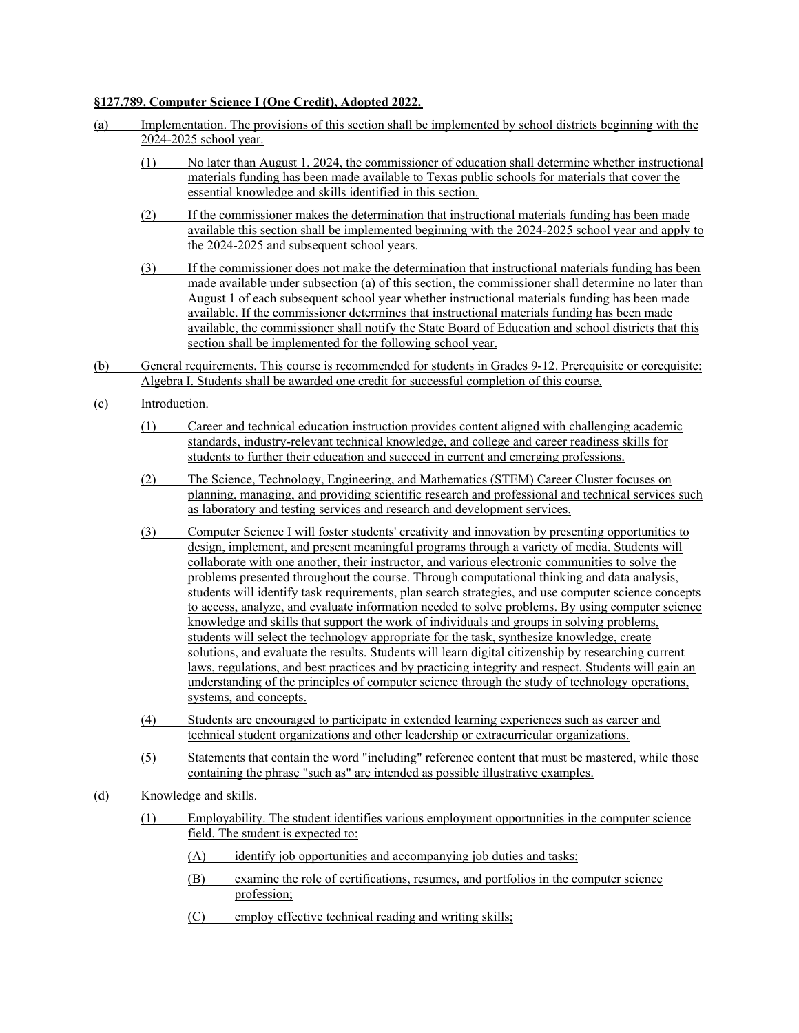**§127.789. Computer Science I (One Credit), Adopted 2022.**

(a) Implementation. The provisions of this section shall be implemented by school districts beginning with the 2024-2025 school year.

- (1) No later than August 1, 2024, the commissioner of education shall determine whether instructional materials funding has been made available to Texas public schools for materials that cover the essential knowledge and skills identified in this section.
- (2) If the commissioner makes the determination that instructional materials funding has been made available this section shall be implemented beginning with the 2024-2025 school year and apply to the 2024-2025 and subsequent school years.
- (3) If the commissioner does not make the determination that instructional materials funding has been made available under subsection (a) of this section, the commissioner shall determine no later than August 1 of each subsequent school year whether instructional materials funding has been made available. If the commissioner determines that instructional materials funding has been made available, the commissioner shall notify the State Board of Education and school districts that this section shall be implemented for the following school year.

(b) General requirements. This course is recommended for students in Grades 9-12. Prerequisite or corequisite: Algebra I. Students shall be awarded one credit for successful completion of this course.

(c) Introduction.

- (1) Career and technical education instruction provides content aligned with challenging academic standards, industry-relevant technical knowledge, and college and career readiness skills for students to further their education and succeed in current and emerging professions.
- (2) The Science, Technology, Engineering, and Mathematics (STEM) Career Cluster focuses on planning, managing, and providing scientific research and professional and technical services such as laboratory and testing services and research and development services.
- (3) Computer Science I will foster students' creativity and innovation by presenting opportunities to design, implement, and present meaningful programs through a variety of media. Students will collaborate with one another, their instructor, and various electronic communities to solve the problems presented throughout the course. Through computational thinking and data analysis, students will identify task requirements, plan search strategies, and use computer science concepts to access, analyze, and evaluate information needed to solve problems. By using computer science knowledge and skills that support the work of individuals and groups in solving problems, students will select the technology appropriate for the task, synthesize knowledge, create solutions, and evaluate the results. Students will learn digital citizenship by researching current laws, regulations, and best practices and by practicing integrity and respect. Students will gain an understanding of the principles of computer science through the study of technology operations, systems, and concepts.
- (4) Students are encouraged to participate in extended learning experiences such as career and technical student organizations and other leadership or extracurricular organizations.
- (5) Statements that contain the word "including" reference content that must be mastered, while those containing the phrase "such as" are intended as possible illustrative examples.

(d) Knowledge and skills.

- (1) Employability. The student identifies various employment opportunities in the computer science field. The student is expected to:
  - (A) identify job opportunities and accompanying job duties and tasks;
  - (B) examine the role of certifications, resumes, and portfolios in the computer science profession;
  - (C) employ effective technical reading and writing skills;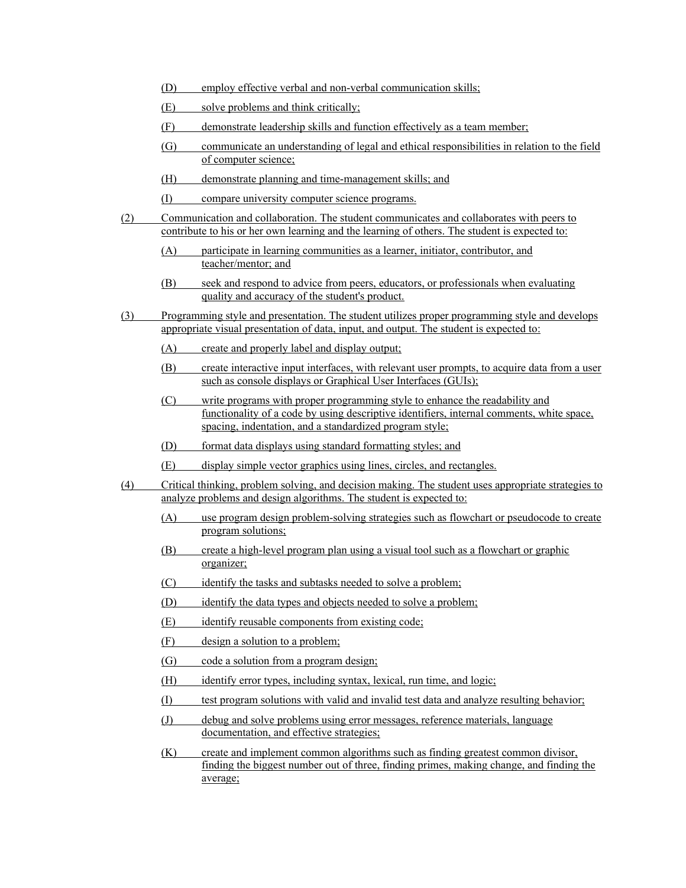(D) employ effective verbal and non-verbal communication skills;

(E) solve problems and think critically;

(F) demonstrate leadership skills and function effectively as a team member;

(G) communicate an understanding of legal and ethical responsibilities in relation to the field of computer science;

(H) demonstrate planning and time-management skills; and

(I) compare university computer science programs.

(2) Communication and collaboration. The student communicates and collaborates with peers to contribute to his or her own learning and the learning of others. The student is expected to:

(A) participate in learning communities as a learner, initiator, contributor, and teacher/mentor; and

(B) seek and respond to advice from peers, educators, or professionals when evaluating quality and accuracy of the student's product.

(3) Programming style and presentation. The student utilizes proper programming style and develops appropriate visual presentation of data, input, and output. The student is expected to:

(A) create and properly label and display output;

(B) create interactive input interfaces, with relevant user prompts, to acquire data from a user such as console displays or Graphical User Interfaces (GUIs);

(C) write programs with proper programming style to enhance the readability and functionality of a code by using descriptive identifiers, internal comments, white space, spacing, indentation, and a standardized program style;

(D) format data displays using standard formatting styles; and

(E) display simple vector graphics using lines, circles, and rectangles.

(4) Critical thinking, problem solving, and decision making. The student uses appropriate strategies to analyze problems and design algorithms. The student is expected to:

(A) use program design problem-solving strategies such as flowchart or pseudocode to create program solutions;

(B) create a high-level program plan using a visual tool such as a flowchart or graphic organizer;

(C) identify the tasks and subtasks needed to solve a problem;

(D) identify the data types and objects needed to solve a problem;

(E) identify reusable components from existing code;

(F) design a solution to a problem;

(G) code a solution from a program design;

(H) identify error types, including syntax, lexical, run time, and logic;

(I) test program solutions with valid and invalid test data and analyze resulting behavior;

(J) debug and solve problems using error messages, reference materials, language documentation, and effective strategies;

(K) create and implement common algorithms such as finding greatest common divisor, finding the biggest number out of three, finding primes, making change, and finding the average;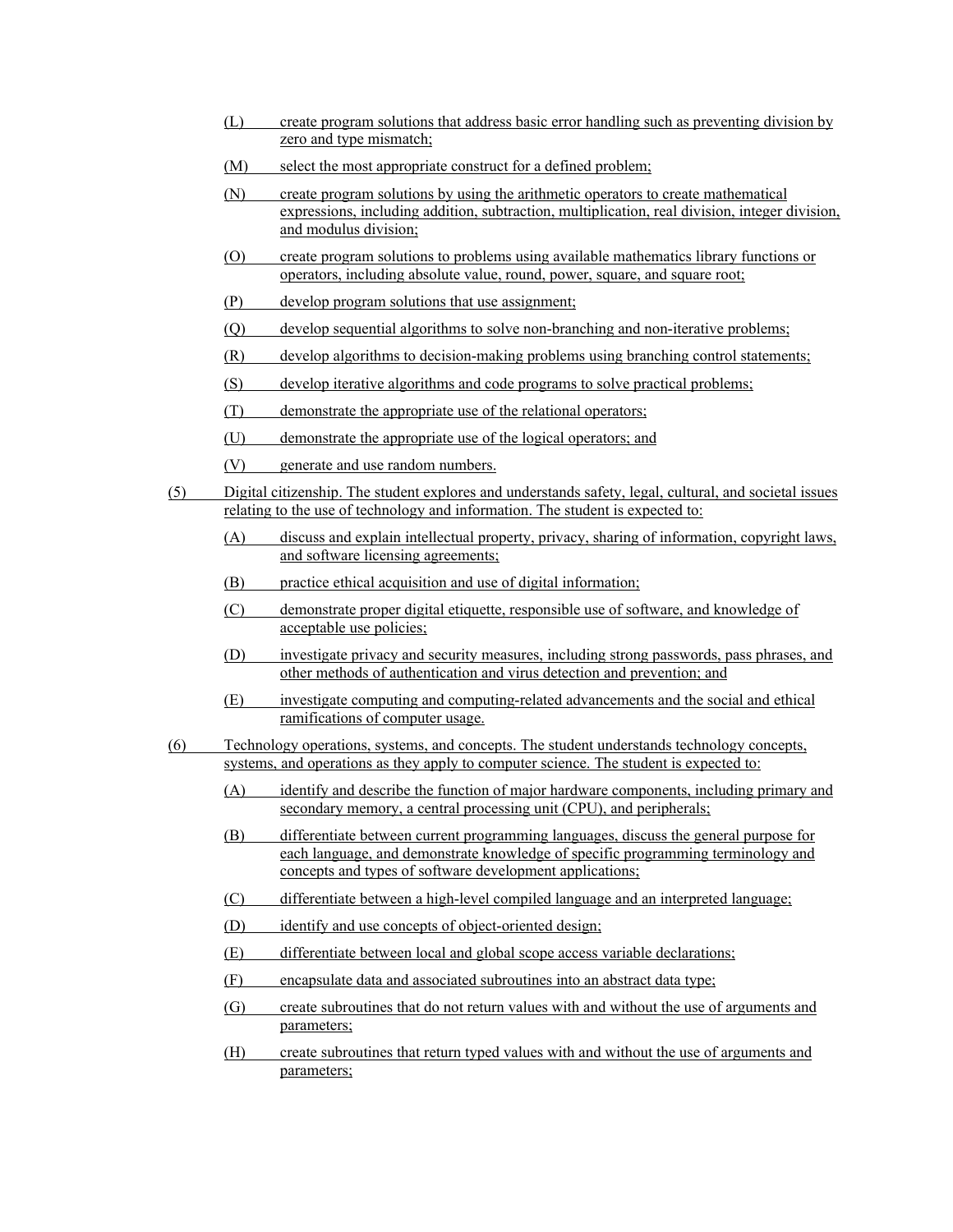- (L) create program solutions that address basic error handling such as preventing division by zero and type mismatch;
- (M) select the most appropriate construct for a defined problem;
- (N) create program solutions by using the arithmetic operators to create mathematical expressions, including addition, subtraction, multiplication, real division, integer division, and modulus division;
- (O) create program solutions to problems using available mathematics library functions or operators, including absolute value, round, power, square, and square root;
- (P) develop program solutions that use assignment;
- (Q) develop sequential algorithms to solve non-branching and non-iterative problems;
- (R) develop algorithms to decision-making problems using branching control statements;
- (S) develop iterative algorithms and code programs to solve practical problems;
- (T) demonstrate the appropriate use of the relational operators;
- (U) demonstrate the appropriate use of the logical operators; and
- (V) generate and use random numbers.

(5) Digital citizenship. The student explores and understands safety, legal, cultural, and societal issues relating to the use of technology and information. The student is expected to:

- (A) discuss and explain intellectual property, privacy, sharing of information, copyright laws, and software licensing agreements;
- (B) practice ethical acquisition and use of digital information;
- (C) demonstrate proper digital etiquette, responsible use of software, and knowledge of acceptable use policies;
- (D) investigate privacy and security measures, including strong passwords, pass phrases, and other methods of authentication and virus detection and prevention; and
- (E) investigate computing and computing-related advancements and the social and ethical ramifications of computer usage.

(6) Technology operations, systems, and concepts. The student understands technology concepts, systems, and operations as they apply to computer science. The student is expected to:

- (A) identify and describe the function of major hardware components, including primary and secondary memory, a central processing unit (CPU), and peripherals;
- (B) differentiate between current programming languages, discuss the general purpose for each language, and demonstrate knowledge of specific programming terminology and concepts and types of software development applications;
- (C) differentiate between a high-level compiled language and an interpreted language;
- (D) identify and use concepts of object-oriented design;
- (E) differentiate between local and global scope access variable declarations;
- (F) encapsulate data and associated subroutines into an abstract data type;
- (G) create subroutines that do not return values with and without the use of arguments and parameters;
- (H) create subroutines that return typed values with and without the use of arguments and parameters;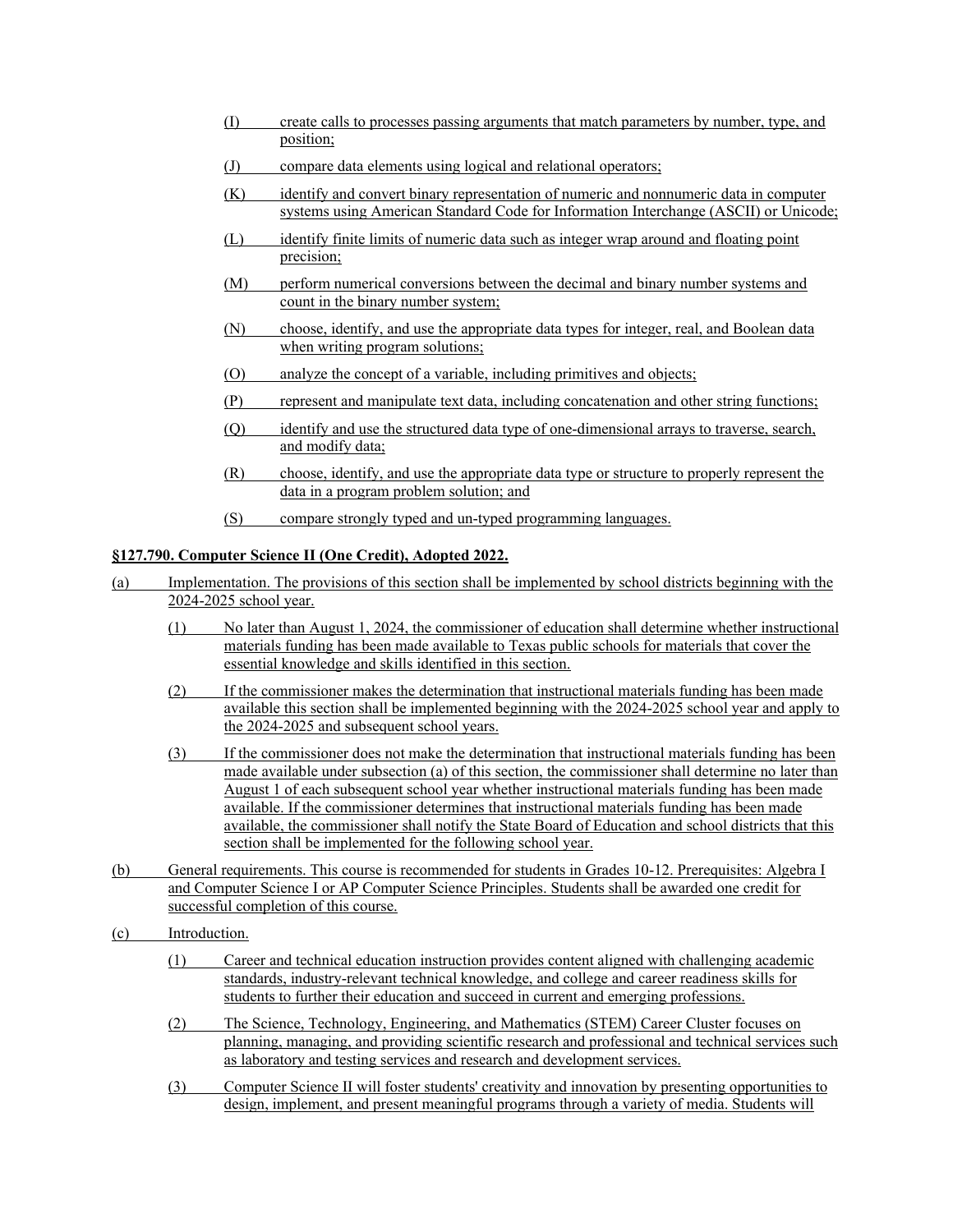(I) create calls to processes passing arguments that match parameters by number, type, and position;

(J) compare data elements using logical and relational operators;

(K) identify and convert binary representation of numeric and nonnumeric data in computer systems using American Standard Code for Information Interchange (ASCII) or Unicode;

(L) identify finite limits of numeric data such as integer wrap around and floating point precision;

(M) perform numerical conversions between the decimal and binary number systems and count in the binary number system;

(N) choose, identify, and use the appropriate data types for integer, real, and Boolean data when writing program solutions;

(O) analyze the concept of a variable, including primitives and objects;

(P) represent and manipulate text data, including concatenation and other string functions;

(Q) identify and use the structured data type of one-dimensional arrays to traverse, search, and modify data;

(R) choose, identify, and use the appropriate data type or structure to properly represent the data in a program problem solution; and

(S) compare strongly typed and un-typed programming languages.

**§127.790. Computer Science II (One Credit), Adopted 2022.**

(a) Implementation. The provisions of this section shall be implemented by school districts beginning with the 2024-2025 school year.

(1) No later than August 1, 2024, the commissioner of education shall determine whether instructional materials funding has been made available to Texas public schools for materials that cover the essential knowledge and skills identified in this section.

(2) If the commissioner makes the determination that instructional materials funding has been made available this section shall be implemented beginning with the 2024-2025 school year and apply to the 2024-2025 and subsequent school years.

(3) If the commissioner does not make the determination that instructional materials funding has been made available under subsection (a) of this section, the commissioner shall determine no later than August 1 of each subsequent school year whether instructional materials funding has been made available. If the commissioner determines that instructional materials funding has been made available, the commissioner shall notify the State Board of Education and school districts that this section shall be implemented for the following school year.

(b) General requirements. This course is recommended for students in Grades 10-12. Prerequisites: Algebra I and Computer Science I or AP Computer Science Principles. Students shall be awarded one credit for successful completion of this course.

(c) Introduction.

(1) Career and technical education instruction provides content aligned with challenging academic standards, industry-relevant technical knowledge, and college and career readiness skills for students to further their education and succeed in current and emerging professions.

(2) The Science, Technology, Engineering, and Mathematics (STEM) Career Cluster focuses on planning, managing, and providing scientific research and professional and technical services such as laboratory and testing services and research and development services.

(3) Computer Science II will foster students' creativity and innovation by presenting opportunities to design, implement, and present meaningful programs through a variety of media. Students will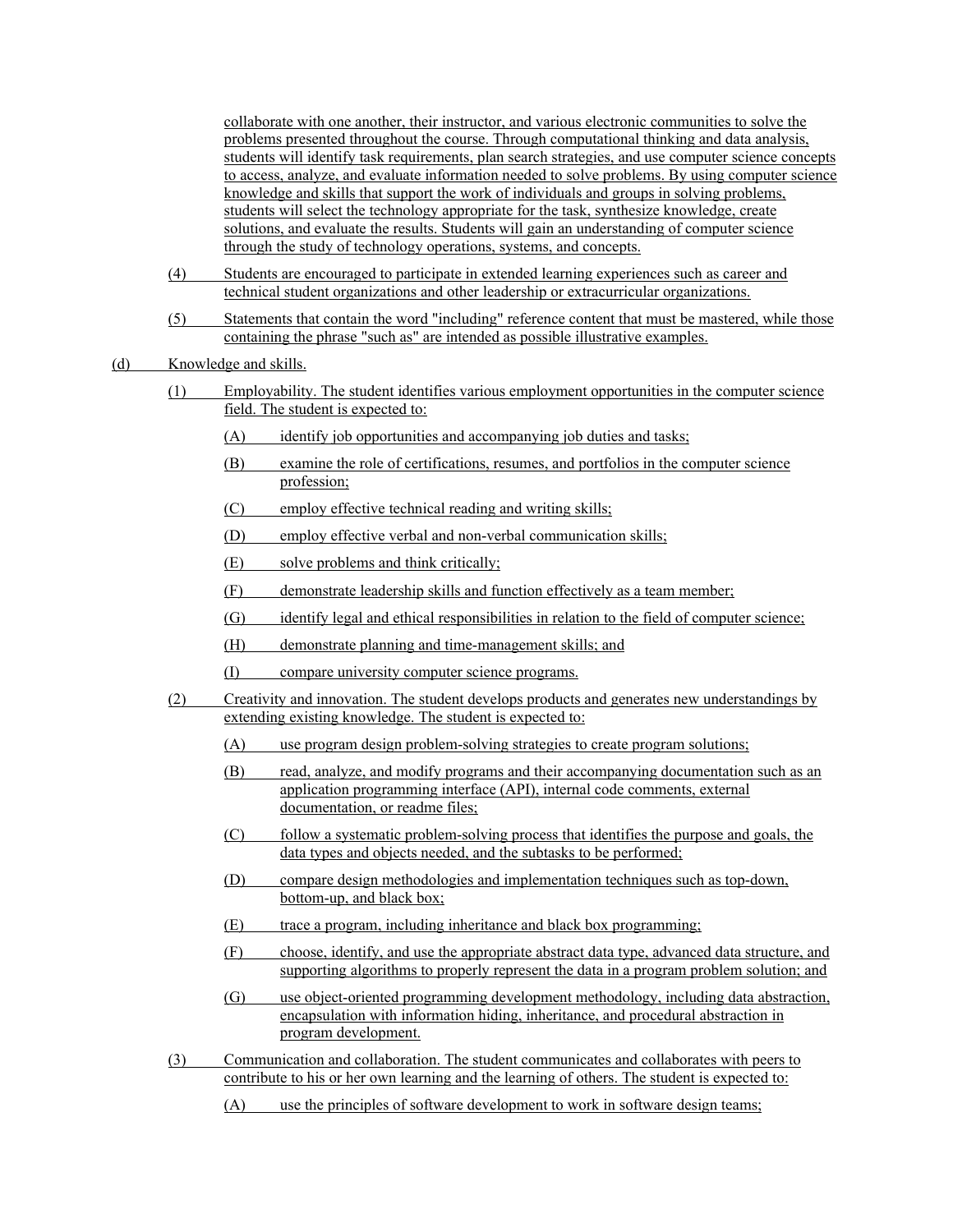collaborate with one another, their instructor, and various electronic communities to solve the problems presented throughout the course. Through computational thinking and data analysis, students will identify task requirements, plan search strategies, and use computer science concepts to access, analyze, and evaluate information needed to solve problems. By using computer science knowledge and skills that support the work of individuals and groups in solving problems, students will select the technology appropriate for the task, synthesize knowledge, create solutions, and evaluate the results. Students will gain an understanding of computer science through the study of technology operations, systems, and concepts.

(4) Students are encouraged to participate in extended learning experiences such as career and technical student organizations and other leadership or extracurricular organizations.

(5) Statements that contain the word "including" reference content that must be mastered, while those containing the phrase "such as" are intended as possible illustrative examples.

(d) Knowledge and skills.

(1) Employability. The student identifies various employment opportunities in the computer science field. The student is expected to:

(A) identify job opportunities and accompanying job duties and tasks;

(B) examine the role of certifications, resumes, and portfolios in the computer science profession;

(C) employ effective technical reading and writing skills;

(D) employ effective verbal and non-verbal communication skills;

(E) solve problems and think critically;

(F) demonstrate leadership skills and function effectively as a team member;

(G) identify legal and ethical responsibilities in relation to the field of computer science;

(H) demonstrate planning and time-management skills; and

(I) compare university computer science programs.

(2) Creativity and innovation. The student develops products and generates new understandings by extending existing knowledge. The student is expected to:

(A) use program design problem-solving strategies to create program solutions;

(B) read, analyze, and modify programs and their accompanying documentation such as an application programming interface (API), internal code comments, external documentation, or readme files;

(C) follow a systematic problem-solving process that identifies the purpose and goals, the data types and objects needed, and the subtasks to be performed;

(D) compare design methodologies and implementation techniques such as top-down, bottom-up, and black box;

(E) trace a program, including inheritance and black box programming;

(F) choose, identify, and use the appropriate abstract data type, advanced data structure, and supporting algorithms to properly represent the data in a program problem solution; and

(G) use object-oriented programming development methodology, including data abstraction, encapsulation with information hiding, inheritance, and procedural abstraction in program development.

(3) Communication and collaboration. The student communicates and collaborates with peers to contribute to his or her own learning and the learning of others. The student is expected to:

(A) use the principles of software development to work in software design teams;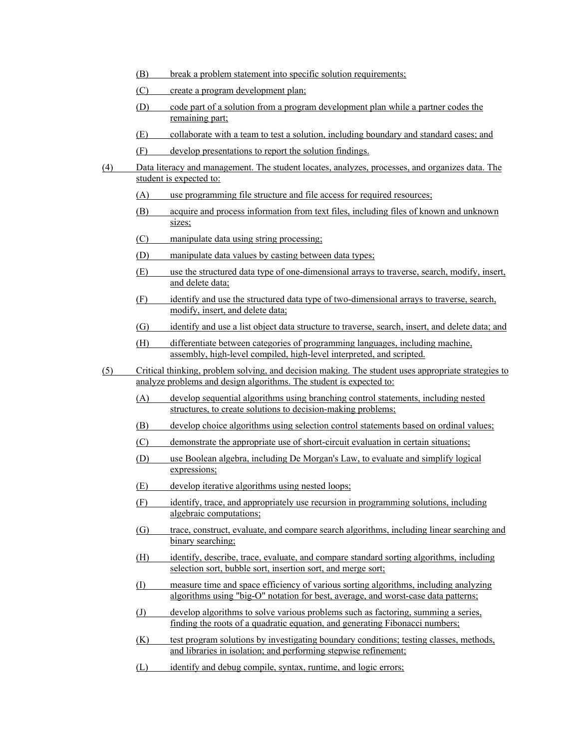- (B) break a problem statement into specific solution requirements;
- (C) create a program development plan;
- (D) code part of a solution from a program development plan while a partner codes the remaining part;
- (E) collaborate with a team to test a solution, including boundary and standard cases; and
- (F) develop presentations to report the solution findings.

(4) Data literacy and management. The student locates, analyzes, processes, and organizes data. The student is expected to:

- (A) use programming file structure and file access for required resources;
- (B) acquire and process information from text files, including files of known and unknown sizes;
- (C) manipulate data using string processing;
- (D) manipulate data values by casting between data types;
- (E) use the structured data type of one-dimensional arrays to traverse, search, modify, insert, and delete data;
- (F) identify and use the structured data type of two-dimensional arrays to traverse, search, modify, insert, and delete data;
- (G) identify and use a list object data structure to traverse, search, insert, and delete data; and
- (H) differentiate between categories of programming languages, including machine, assembly, high-level compiled, high-level interpreted, and scripted.

(5) Critical thinking, problem solving, and decision making. The student uses appropriate strategies to analyze problems and design algorithms. The student is expected to:

- (A) develop sequential algorithms using branching control statements, including nested structures, to create solutions to decision-making problems;
- (B) develop choice algorithms using selection control statements based on ordinal values;
- (C) demonstrate the appropriate use of short-circuit evaluation in certain situations;
- (D) use Boolean algebra, including De Morgan's Law, to evaluate and simplify logical expressions;
- (E) develop iterative algorithms using nested loops;
- (F) identify, trace, and appropriately use recursion in programming solutions, including algebraic computations;
- (G) trace, construct, evaluate, and compare search algorithms, including linear searching and binary searching;
- (H) identify, describe, trace, evaluate, and compare standard sorting algorithms, including selection sort, bubble sort, insertion sort, and merge sort;
- (I) measure time and space efficiency of various sorting algorithms, including analyzing algorithms using "big-O" notation for best, average, and worst-case data patterns;
- (J) develop algorithms to solve various problems such as factoring, summing a series, finding the roots of a quadratic equation, and generating Fibonacci numbers;
- (K) test program solutions by investigating boundary conditions; testing classes, methods, and libraries in isolation; and performing stepwise refinement;
- (L) identify and debug compile, syntax, runtime, and logic errors;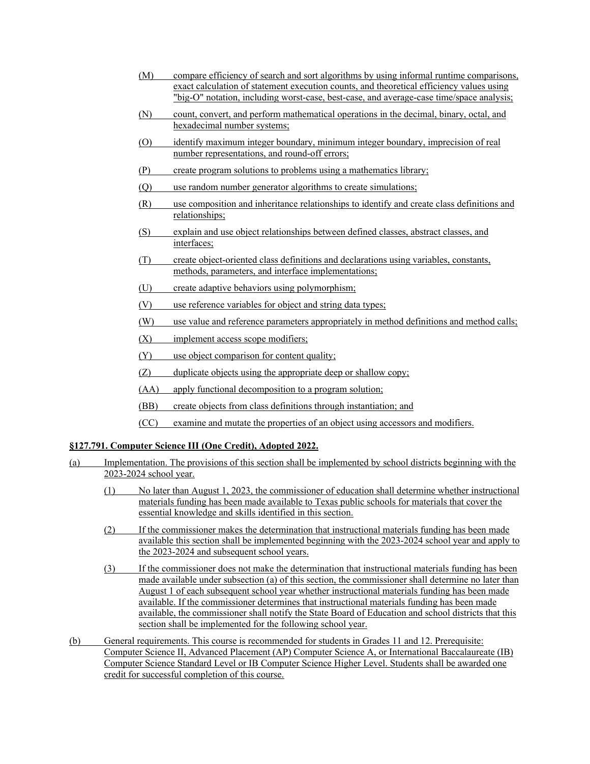(M) compare efficiency of search and sort algorithms by using informal runtime comparisons, exact calculation of statement execution counts, and theoretical efficiency values using "big-O" notation, including worst-case, best-case, and average-case time/space analysis;

(N) count, convert, and perform mathematical operations in the decimal, binary, octal, and hexadecimal number systems;

(O) identify maximum integer boundary, minimum integer boundary, imprecision of real number representations, and round-off errors;

(P) create program solutions to problems using a mathematics library;

(Q) use random number generator algorithms to create simulations;

(R) use composition and inheritance relationships to identify and create class definitions and relationships;

(S) explain and use object relationships between defined classes, abstract classes, and interfaces;

(T) create object-oriented class definitions and declarations using variables, constants, methods, parameters, and interface implementations;

(U) create adaptive behaviors using polymorphism;

(V) use reference variables for object and string data types;

(W) use value and reference parameters appropriately in method definitions and method calls;

(X) implement access scope modifiers;

(Y) use object comparison for content quality;

(Z) duplicate objects using the appropriate deep or shallow copy;

(AA) apply functional decomposition to a program solution;

(BB) create objects from class definitions through instantiation; and

(CC) examine and mutate the properties of an object using accessors and modifiers.

**§127.791. Computer Science III (One Credit), Adopted 2022.**

(a) Implementation. The provisions of this section shall be implemented by school districts beginning with the 2023-2024 school year.

(1) No later than August 1, 2023, the commissioner of education shall determine whether instructional materials funding has been made available to Texas public schools for materials that cover the essential knowledge and skills identified in this section.

(2) If the commissioner makes the determination that instructional materials funding has been made available this section shall be implemented beginning with the 2023-2024 school year and apply to the 2023-2024 and subsequent school years.

(3) If the commissioner does not make the determination that instructional materials funding has been made available under subsection (a) of this section, the commissioner shall determine no later than August 1 of each subsequent school year whether instructional materials funding has been made available. If the commissioner determines that instructional materials funding has been made available, the commissioner shall notify the State Board of Education and school districts that this section shall be implemented for the following school year.

(b) General requirements. This course is recommended for students in Grades 11 and 12. Prerequisite: Computer Science II, Advanced Placement (AP) Computer Science A, or International Baccalaureate (IB) Computer Science Standard Level or IB Computer Science Higher Level. Students shall be awarded one credit for successful completion of this course.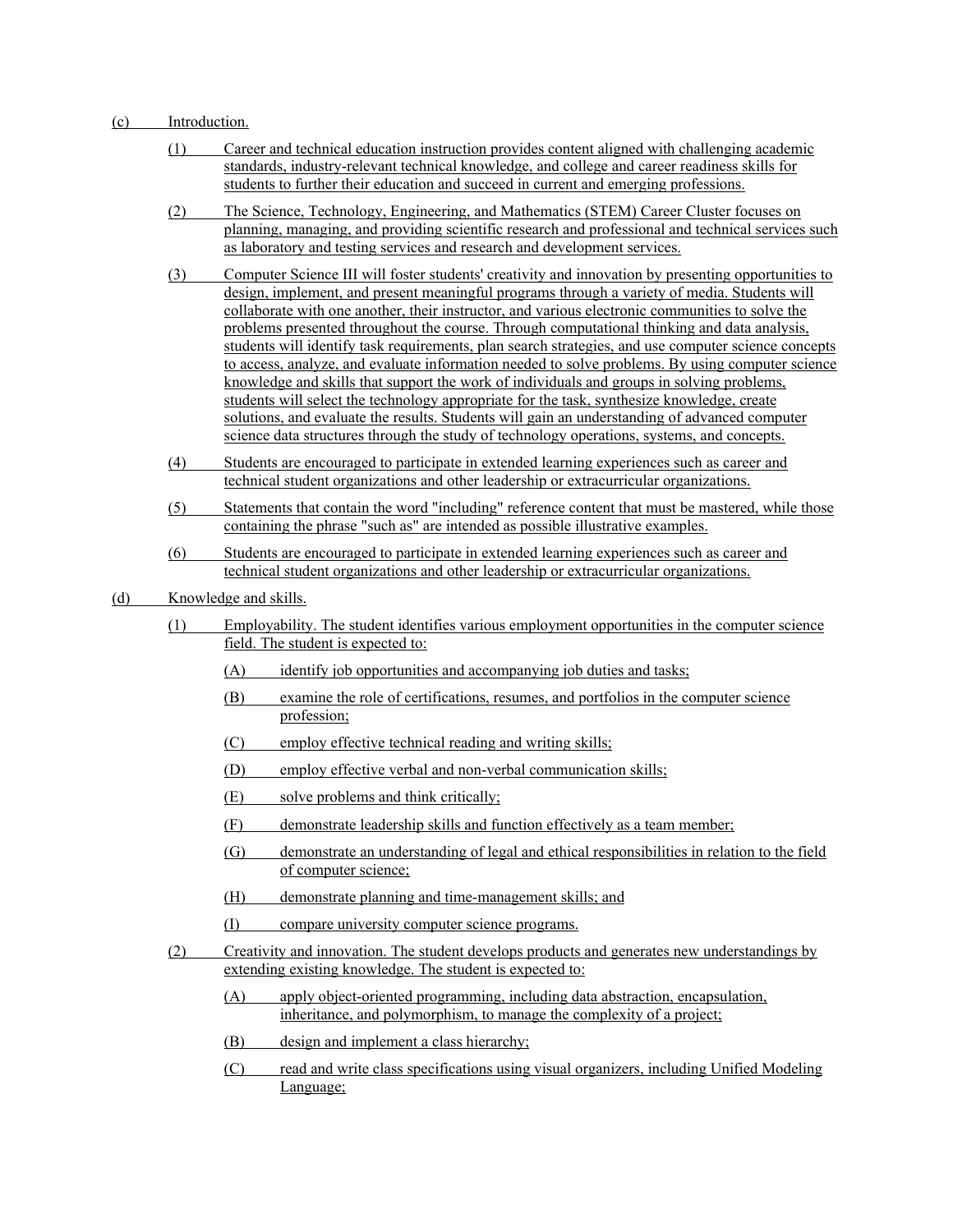(c) Introduction.

(1) Career and technical education instruction provides content aligned with challenging academic standards, industry-relevant technical knowledge, and college and career readiness skills for students to further their education and succeed in current and emerging professions.

(2) The Science, Technology, Engineering, and Mathematics (STEM) Career Cluster focuses on planning, managing, and providing scientific research and professional and technical services such as laboratory and testing services and research and development services.

(3) Computer Science III will foster students' creativity and innovation by presenting opportunities to design, implement, and present meaningful programs through a variety of media. Students will collaborate with one another, their instructor, and various electronic communities to solve the problems presented throughout the course. Through computational thinking and data analysis, students will identify task requirements, plan search strategies, and use computer science concepts to access, analyze, and evaluate information needed to solve problems. By using computer science knowledge and skills that support the work of individuals and groups in solving problems, students will select the technology appropriate for the task, synthesize knowledge, create solutions, and evaluate the results. Students will gain an understanding of advanced computer science data structures through the study of technology operations, systems, and concepts.

(4) Students are encouraged to participate in extended learning experiences such as career and technical student organizations and other leadership or extracurricular organizations.

(5) Statements that contain the word "including" reference content that must be mastered, while those containing the phrase "such as" are intended as possible illustrative examples.

(6) Students are encouraged to participate in extended learning experiences such as career and technical student organizations and other leadership or extracurricular organizations.

(d) Knowledge and skills.

(1) Employability. The student identifies various employment opportunities in the computer science field. The student is expected to:

(A) identify job opportunities and accompanying job duties and tasks;

(B) examine the role of certifications, resumes, and portfolios in the computer science profession;

(C) employ effective technical reading and writing skills;

(D) employ effective verbal and non-verbal communication skills;

(E) solve problems and think critically;

(F) demonstrate leadership skills and function effectively as a team member;

(G) demonstrate an understanding of legal and ethical responsibilities in relation to the field of computer science;

(H) demonstrate planning and time-management skills; and

(I) compare university computer science programs.

(2) Creativity and innovation. The student develops products and generates new understandings by extending existing knowledge. The student is expected to:

(A) apply object-oriented programming, including data abstraction, encapsulation, inheritance, and polymorphism, to manage the complexity of a project;

(B) design and implement a class hierarchy;

(C) read and write class specifications using visual organizers, including Unified Modeling Language;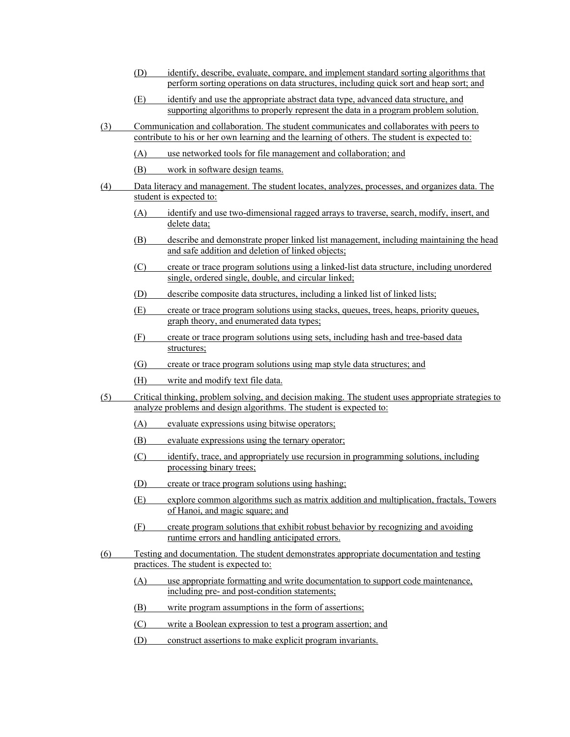- (D) identify, describe, evaluate, compare, and implement standard sorting algorithms that perform sorting operations on data structures, including quick sort and heap sort; and
- (E) identify and use the appropriate abstract data type, advanced data structure, and supporting algorithms to properly represent the data in a program problem solution.

(3) Communication and collaboration. The student communicates and collaborates with peers to contribute to his or her own learning and the learning of others. The student is expected to:

- (A) use networked tools for file management and collaboration; and
- (B) work in software design teams.

(4) Data literacy and management. The student locates, analyzes, processes, and organizes data. The student is expected to:

- (A) identify and use two-dimensional ragged arrays to traverse, search, modify, insert, and delete data;
- (B) describe and demonstrate proper linked list management, including maintaining the head and safe addition and deletion of linked objects;
- (C) create or trace program solutions using a linked-list data structure, including unordered single, ordered single, double, and circular linked;
- (D) describe composite data structures, including a linked list of linked lists;
- (E) create or trace program solutions using stacks, queues, trees, heaps, priority queues, graph theory, and enumerated data types;
- (F) create or trace program solutions using sets, including hash and tree-based data structures;
- (G) create or trace program solutions using map style data structures; and
- (H) write and modify text file data.

(5) Critical thinking, problem solving, and decision making. The student uses appropriate strategies to analyze problems and design algorithms. The student is expected to:

- (A) evaluate expressions using bitwise operators;
- (B) evaluate expressions using the ternary operator;
- (C) identify, trace, and appropriately use recursion in programming solutions, including processing binary trees;
- (D) create or trace program solutions using hashing;
- (E) explore common algorithms such as matrix addition and multiplication, fractals, Towers of Hanoi, and magic square; and
- (F) create program solutions that exhibit robust behavior by recognizing and avoiding runtime errors and handling anticipated errors.

(6) Testing and documentation. The student demonstrates appropriate documentation and testing practices. The student is expected to:

- (A) use appropriate formatting and write documentation to support code maintenance, including pre- and post-condition statements;
- (B) write program assumptions in the form of assertions;
- (C) write a Boolean expression to test a program assertion; and
- (D) construct assertions to make explicit program invariants.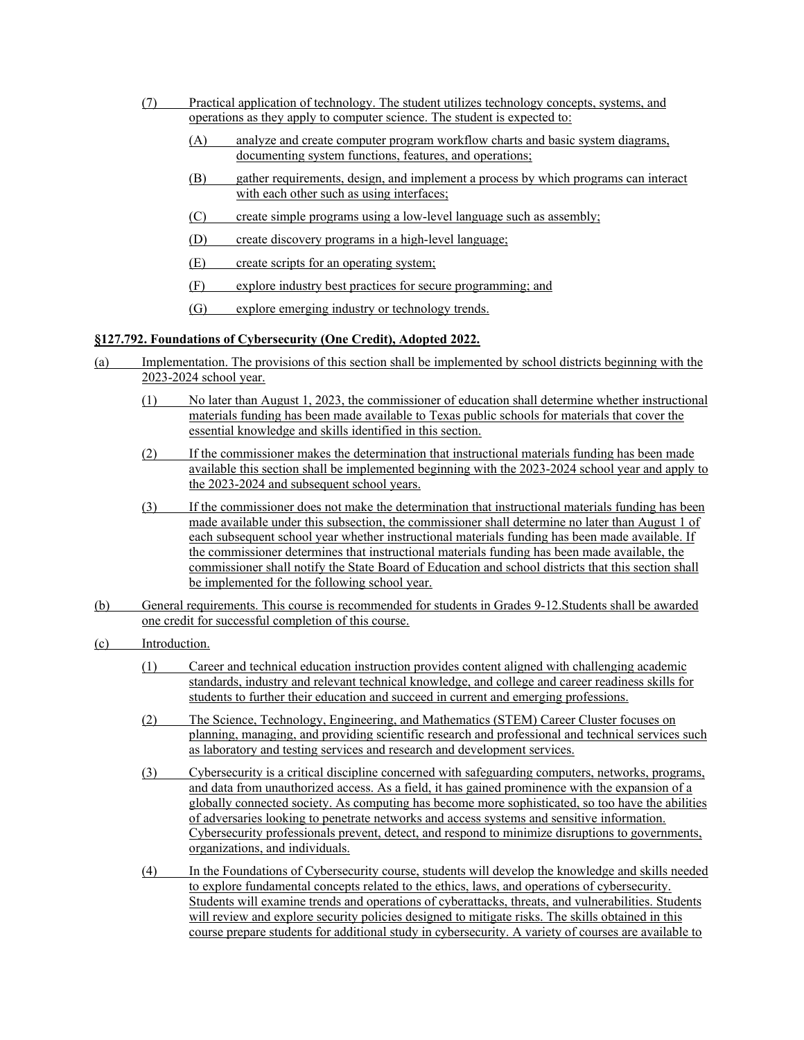(7) Practical application of technology. The student utilizes technology concepts, systems, and operations as they apply to computer science. The student is expected to:

(A) analyze and create computer program workflow charts and basic system diagrams, documenting system functions, features, and operations;

(B) gather requirements, design, and implement a process by which programs can interact with each other such as using interfaces;

(C) create simple programs using a low-level language such as assembly;

(D) create discovery programs in a high-level language;

(E) create scripts for an operating system;

(F) explore industry best practices for secure programming; and

(G) explore emerging industry or technology trends.

**§127.792. Foundations of Cybersecurity (One Credit), Adopted 2022.**

(a) Implementation. The provisions of this section shall be implemented by school districts beginning with the 2023-2024 school year.

(1) No later than August 1, 2023, the commissioner of education shall determine whether instructional materials funding has been made available to Texas public schools for materials that cover the essential knowledge and skills identified in this section.

(2) If the commissioner makes the determination that instructional materials funding has been made available this section shall be implemented beginning with the 2023-2024 school year and apply to the 2023-2024 and subsequent school years.

(3) If the commissioner does not make the determination that instructional materials funding has been made available under this subsection, the commissioner shall determine no later than August 1 of each subsequent school year whether instructional materials funding has been made available. If the commissioner determines that instructional materials funding has been made available, the commissioner shall notify the State Board of Education and school districts that this section shall be implemented for the following school year.

(b) General requirements. This course is recommended for students in Grades 9-12.Students shall be awarded one credit for successful completion of this course.

(c) Introduction.

(1) Career and technical education instruction provides content aligned with challenging academic standards, industry and relevant technical knowledge, and college and career readiness skills for students to further their education and succeed in current and emerging professions.

(2) The Science, Technology, Engineering, and Mathematics (STEM) Career Cluster focuses on planning, managing, and providing scientific research and professional and technical services such as laboratory and testing services and research and development services.

(3) Cybersecurity is a critical discipline concerned with safeguarding computers, networks, programs, and data from unauthorized access. As a field, it has gained prominence with the expansion of a globally connected society. As computing has become more sophisticated, so too have the abilities of adversaries looking to penetrate networks and access systems and sensitive information. Cybersecurity professionals prevent, detect, and respond to minimize disruptions to governments, organizations, and individuals.

(4) In the Foundations of Cybersecurity course, students will develop the knowledge and skills needed to explore fundamental concepts related to the ethics, laws, and operations of cybersecurity. Students will examine trends and operations of cyberattacks, threats, and vulnerabilities. Students will review and explore security policies designed to mitigate risks. The skills obtained in this course prepare students for additional study in cybersecurity. A variety of courses are available to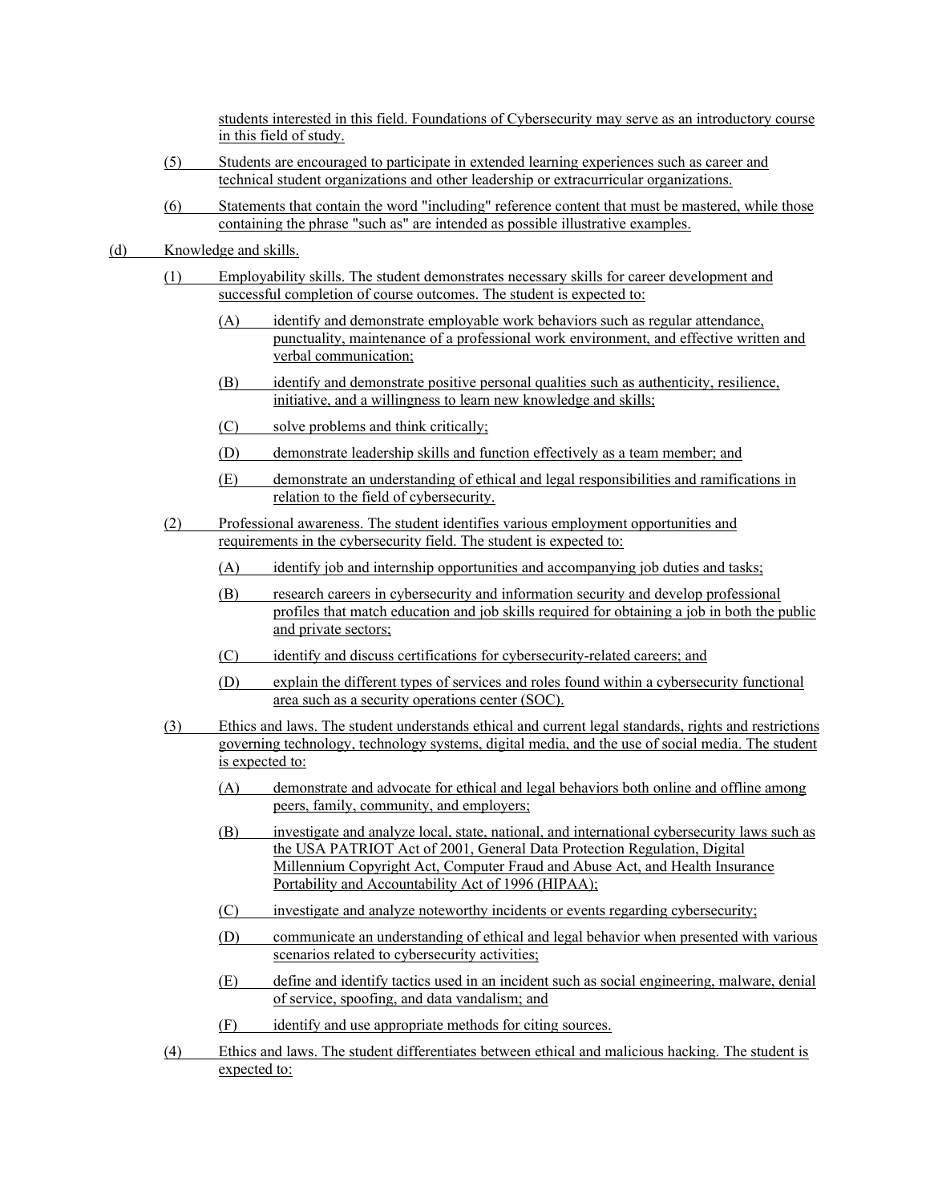students interested in this field. Foundations of Cybersecurity may serve as an introductory course in this field of study.

(5) Students are encouraged to participate in extended learning experiences such as career and technical student organizations and other leadership or extracurricular organizations.

(6) Statements that contain the word "including" reference content that must be mastered, while those containing the phrase "such as" are intended as possible illustrative examples.

(d) Knowledge and skills.

(1) Employability skills. The student demonstrates necessary skills for career development and successful completion of course outcomes. The student is expected to:

(A) identify and demonstrate employable work behaviors such as regular attendance, punctuality, maintenance of a professional work environment, and effective written and verbal communication;

(B) identify and demonstrate positive personal qualities such as authenticity, resilience, initiative, and a willingness to learn new knowledge and skills;

(C) solve problems and think critically;

(D) demonstrate leadership skills and function effectively as a team member; and

(E) demonstrate an understanding of ethical and legal responsibilities and ramifications in relation to the field of cybersecurity.

(2) Professional awareness. The student identifies various employment opportunities and requirements in the cybersecurity field. The student is expected to:

(A) identify job and internship opportunities and accompanying job duties and tasks;

(B) research careers in cybersecurity and information security and develop professional profiles that match education and job skills required for obtaining a job in both the public and private sectors;

(C) identify and discuss certifications for cybersecurity-related careers; and

(D) explain the different types of services and roles found within a cybersecurity functional area such as a security operations center (SOC).

(3) Ethics and laws. The student understands ethical and current legal standards, rights and restrictions governing technology, technology systems, digital media, and the use of social media. The student is expected to:

(A) demonstrate and advocate for ethical and legal behaviors both online and offline among peers, family, community, and employers;

(B) investigate and analyze local, state, national, and international cybersecurity laws such as the USA PATRIOT Act of 2001, General Data Protection Regulation, Digital Millennium Copyright Act, Computer Fraud and Abuse Act, and Health Insurance Portability and Accountability Act of 1996 (HIPAA);

(C) investigate and analyze noteworthy incidents or events regarding cybersecurity;

(D) communicate an understanding of ethical and legal behavior when presented with various scenarios related to cybersecurity activities;

(E) define and identify tactics used in an incident such as social engineering, malware, denial of service, spoofing, and data vandalism; and

(F) identify and use appropriate methods for citing sources.

(4) Ethics and laws. The student differentiates between ethical and malicious hacking. The student is expected to: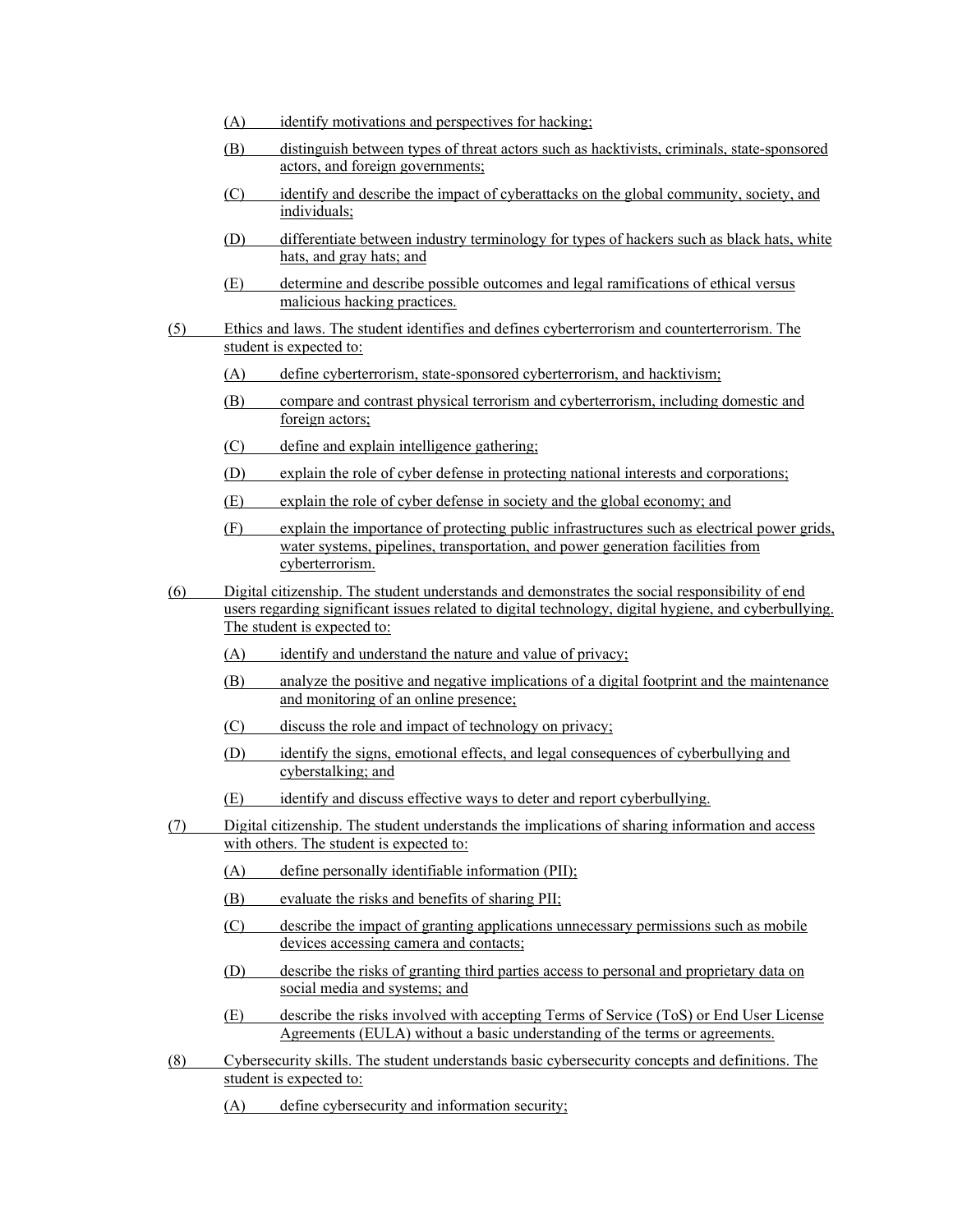(A) identify motivations and perspectives for hacking;

(B) distinguish between types of threat actors such as hacktivists, criminals, state-sponsored actors, and foreign governments;

(C) identify and describe the impact of cyberattacks on the global community, society, and individuals;

(D) differentiate between industry terminology for types of hackers such as black hats, white hats, and gray hats; and

(E) determine and describe possible outcomes and legal ramifications of ethical versus malicious hacking practices.

(5) Ethics and laws. The student identifies and defines cyberterrorism and counterterrorism. The student is expected to:

(A) define cyberterrorism, state-sponsored cyberterrorism, and hacktivism;

(B) compare and contrast physical terrorism and cyberterrorism, including domestic and foreign actors;

(C) define and explain intelligence gathering;

(D) explain the role of cyber defense in protecting national interests and corporations;

(E) explain the role of cyber defense in society and the global economy; and

(F) explain the importance of protecting public infrastructures such as electrical power grids, water systems, pipelines, transportation, and power generation facilities from cyberterrorism.

(6) Digital citizenship. The student understands and demonstrates the social responsibility of end users regarding significant issues related to digital technology, digital hygiene, and cyberbullying. The student is expected to:

(A) identify and understand the nature and value of privacy;

(B) analyze the positive and negative implications of a digital footprint and the maintenance and monitoring of an online presence;

(C) discuss the role and impact of technology on privacy;

(D) identify the signs, emotional effects, and legal consequences of cyberbullying and cyberstalking; and

(E) identify and discuss effective ways to deter and report cyberbullying.

(7) Digital citizenship. The student understands the implications of sharing information and access with others. The student is expected to:

(A) define personally identifiable information (PII);

(B) evaluate the risks and benefits of sharing PII;

(C) describe the impact of granting applications unnecessary permissions such as mobile devices accessing camera and contacts;

(D) describe the risks of granting third parties access to personal and proprietary data on social media and systems; and

(E) describe the risks involved with accepting Terms of Service (ToS) or End User License Agreements (EULA) without a basic understanding of the terms or agreements.

(8) Cybersecurity skills. The student understands basic cybersecurity concepts and definitions. The student is expected to:

(A) define cybersecurity and information security;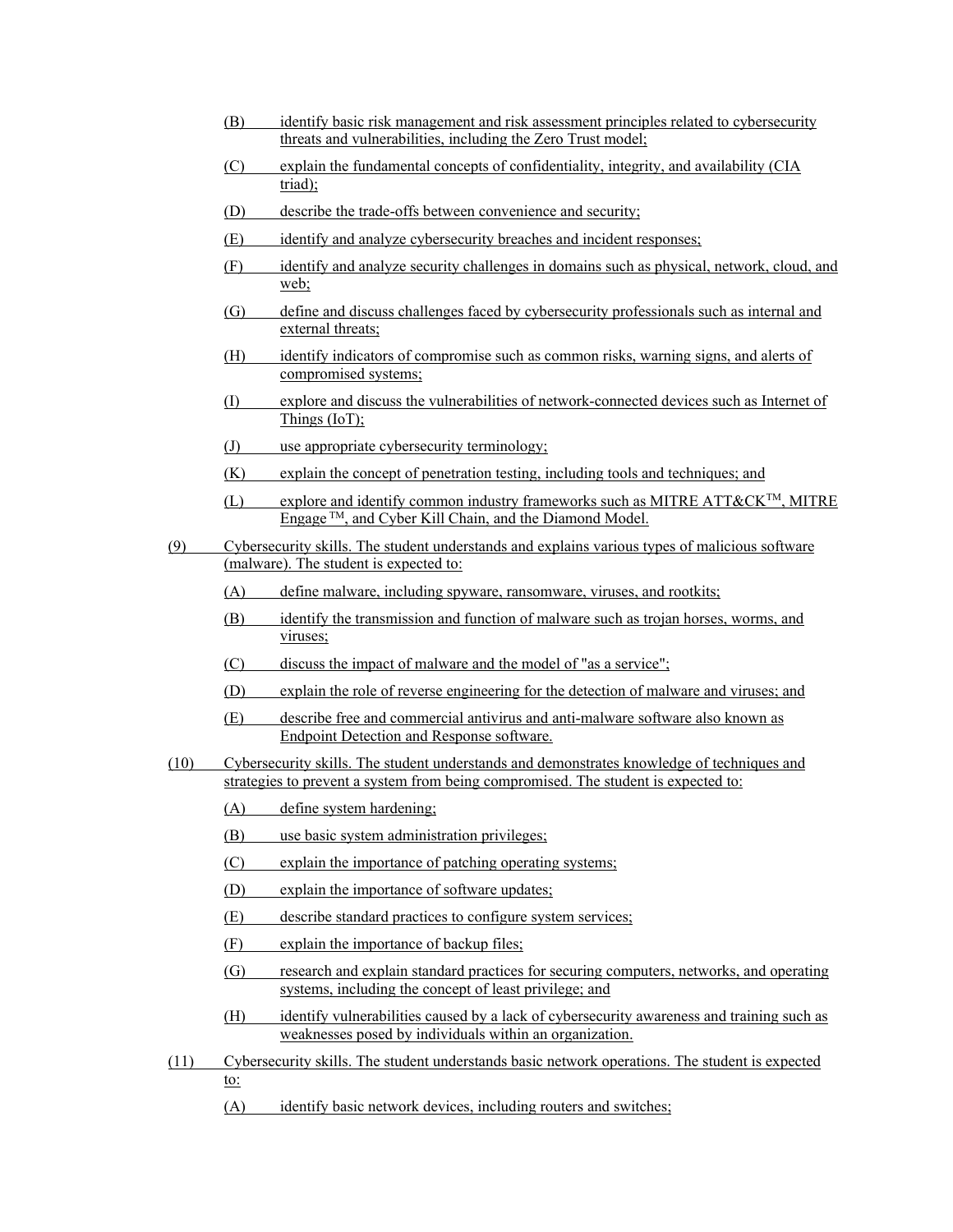- (B) identify basic risk management and risk assessment principles related to cybersecurity threats and vulnerabilities, including the Zero Trust model;
- (C) explain the fundamental concepts of confidentiality, integrity, and availability (CIA triad);
- (D) describe the trade-offs between convenience and security;
- (E) identify and analyze cybersecurity breaches and incident responses;
- (F) identify and analyze security challenges in domains such as physical, network, cloud, and web;
- (G) define and discuss challenges faced by cybersecurity professionals such as internal and external threats;
- (H) identify indicators of compromise such as common risks, warning signs, and alerts of compromised systems;
- (I) explore and discuss the vulnerabilities of network-connected devices such as Internet of Things (IoT);
- (J) use appropriate cybersecurity terminology;
- (K) explain the concept of penetration testing, including tools and techniques; and
- (L) explore and identify common industry frameworks such as MITRE ATT&CK™, MITRE Engage ™, and Cyber Kill Chain, and the Diamond Model.

(9) Cybersecurity skills. The student understands and explains various types of malicious software (malware). The student is expected to:

- (A) define malware, including spyware, ransomware, viruses, and rootkits;
- (B) identify the transmission and function of malware such as trojan horses, worms, and viruses;
- (C) discuss the impact of malware and the model of "as a service";
- (D) explain the role of reverse engineering for the detection of malware and viruses; and
- (E) describe free and commercial antivirus and anti-malware software also known as Endpoint Detection and Response software.

(10) Cybersecurity skills. The student understands and demonstrates knowledge of techniques and strategies to prevent a system from being compromised. The student is expected to:

- (A) define system hardening;
- (B) use basic system administration privileges;
- (C) explain the importance of patching operating systems;
- (D) explain the importance of software updates;
- (E) describe standard practices to configure system services;
- (F) explain the importance of backup files;
- (G) research and explain standard practices for securing computers, networks, and operating systems, including the concept of least privilege; and
- (H) identify vulnerabilities caused by a lack of cybersecurity awareness and training such as weaknesses posed by individuals within an organization.

(11) Cybersecurity skills. The student understands basic network operations. The student is expected to:

- (A) identify basic network devices, including routers and switches;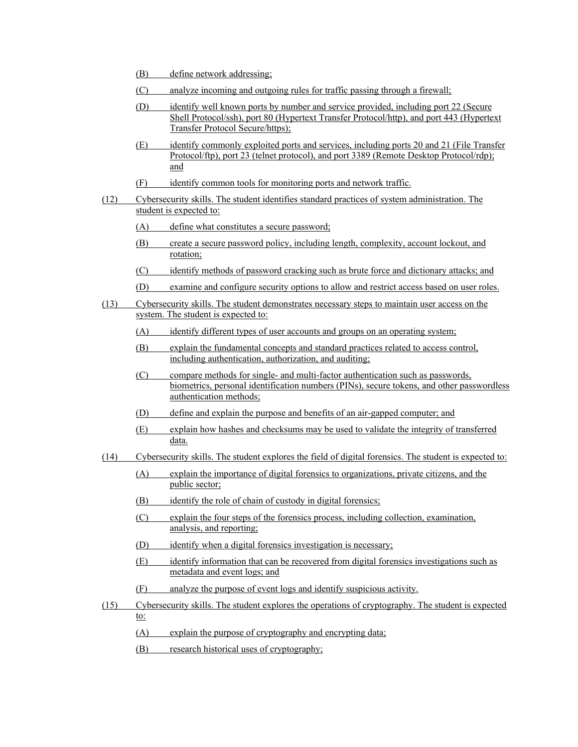(B) define network addressing;

(C) analyze incoming and outgoing rules for traffic passing through a firewall;

(D) identify well known ports by number and service provided, including port 22 (Secure Shell Protocol/ssh), port 80 (Hypertext Transfer Protocol/http), and port 443 (Hypertext Transfer Protocol Secure/https);

(E) identify commonly exploited ports and services, including ports 20 and 21 (File Transfer Protocol/ftp), port 23 (telnet protocol), and port 3389 (Remote Desktop Protocol/rdp); and

(F) identify common tools for monitoring ports and network traffic.

(12) Cybersecurity skills. The student identifies standard practices of system administration. The student is expected to:

(A) define what constitutes a secure password;

(B) create a secure password policy, including length, complexity, account lockout, and rotation;

(C) identify methods of password cracking such as brute force and dictionary attacks; and

(D) examine and configure security options to allow and restrict access based on user roles.

(13) Cybersecurity skills. The student demonstrates necessary steps to maintain user access on the system. The student is expected to:

(A) identify different types of user accounts and groups on an operating system;

(B) explain the fundamental concepts and standard practices related to access control, including authentication, authorization, and auditing;

(C) compare methods for single- and multi-factor authentication such as passwords, biometrics, personal identification numbers (PINs), secure tokens, and other passwordless authentication methods;

(D) define and explain the purpose and benefits of an air-gapped computer; and

(E) explain how hashes and checksums may be used to validate the integrity of transferred data.

(14) Cybersecurity skills. The student explores the field of digital forensics. The student is expected to:

(A) explain the importance of digital forensics to organizations, private citizens, and the public sector;

(B) identify the role of chain of custody in digital forensics;

(C) explain the four steps of the forensics process, including collection, examination, analysis, and reporting;

(D) identify when a digital forensics investigation is necessary;

(E) identify information that can be recovered from digital forensics investigations such as metadata and event logs; and

(F) analyze the purpose of event logs and identify suspicious activity.

(15) Cybersecurity skills. The student explores the operations of cryptography. The student is expected to:

(A) explain the purpose of cryptography and encrypting data;

(B) research historical uses of cryptography;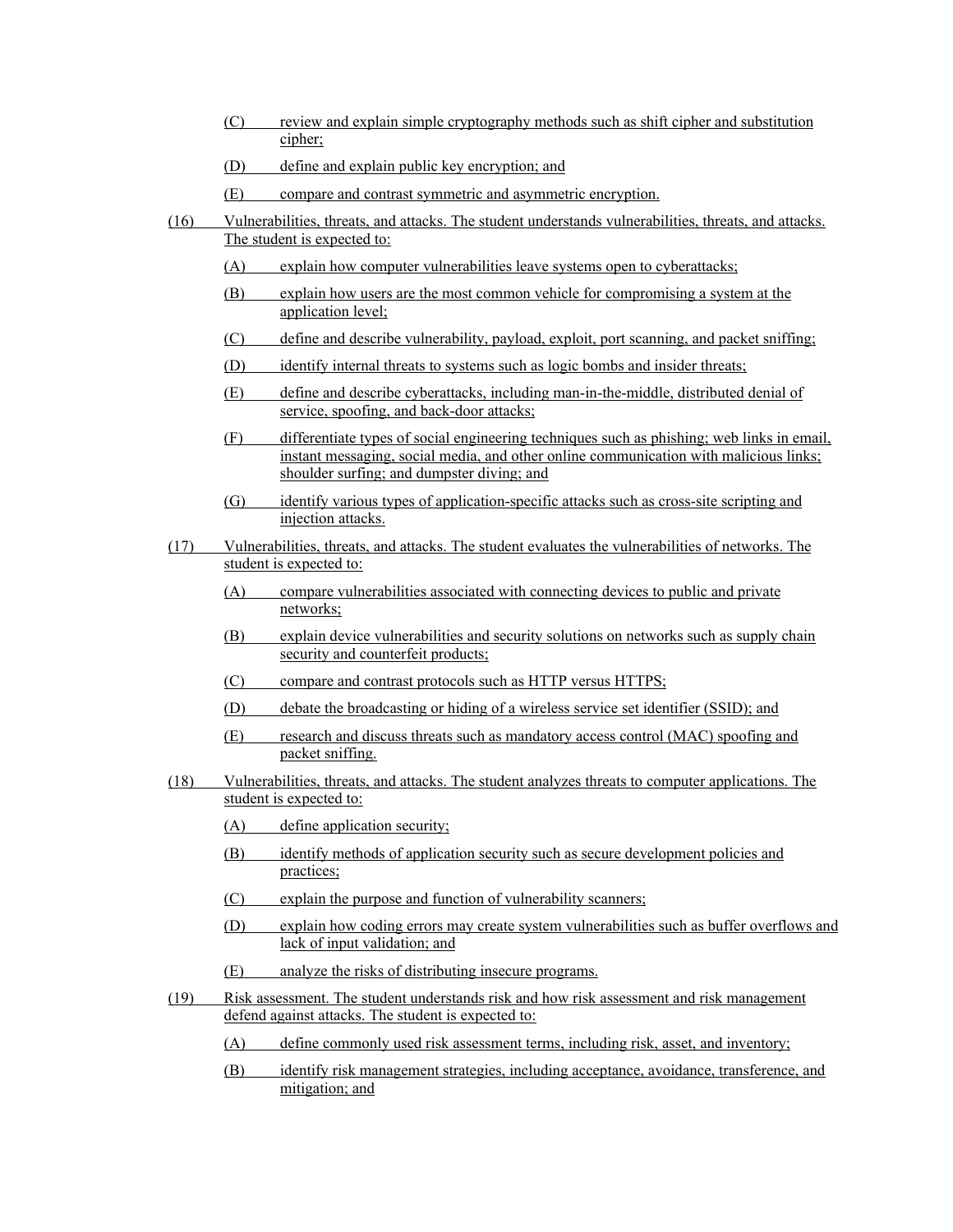(C) review and explain simple cryptography methods such as shift cipher and substitution cipher;

(D) define and explain public key encryption; and

(E) compare and contrast symmetric and asymmetric encryption.

(16) Vulnerabilities, threats, and attacks. The student understands vulnerabilities, threats, and attacks. The student is expected to:

(A) explain how computer vulnerabilities leave systems open to cyberattacks;

(B) explain how users are the most common vehicle for compromising a system at the application level;

(C) define and describe vulnerability, payload, exploit, port scanning, and packet sniffing;

(D) identify internal threats to systems such as logic bombs and insider threats;

(E) define and describe cyberattacks, including man-in-the-middle, distributed denial of service, spoofing, and back-door attacks;

(F) differentiate types of social engineering techniques such as phishing; web links in email, instant messaging, social media, and other online communication with malicious links; shoulder surfing; and dumpster diving; and

(G) identify various types of application-specific attacks such as cross-site scripting and injection attacks.

(17) Vulnerabilities, threats, and attacks. The student evaluates the vulnerabilities of networks. The student is expected to:

(A) compare vulnerabilities associated with connecting devices to public and private networks;

(B) explain device vulnerabilities and security solutions on networks such as supply chain security and counterfeit products;

(C) compare and contrast protocols such as HTTP versus HTTPS;

(D) debate the broadcasting or hiding of a wireless service set identifier (SSID); and

(E) research and discuss threats such as mandatory access control (MAC) spoofing and packet sniffing.

(18) Vulnerabilities, threats, and attacks. The student analyzes threats to computer applications. The student is expected to:

(A) define application security;

(B) identify methods of application security such as secure development policies and practices;

(C) explain the purpose and function of vulnerability scanners;

(D) explain how coding errors may create system vulnerabilities such as buffer overflows and lack of input validation; and

(E) analyze the risks of distributing insecure programs.

(19) Risk assessment. The student understands risk and how risk assessment and risk management defend against attacks. The student is expected to:

(A) define commonly used risk assessment terms, including risk, asset, and inventory;

(B) identify risk management strategies, including acceptance, avoidance, transference, and mitigation; and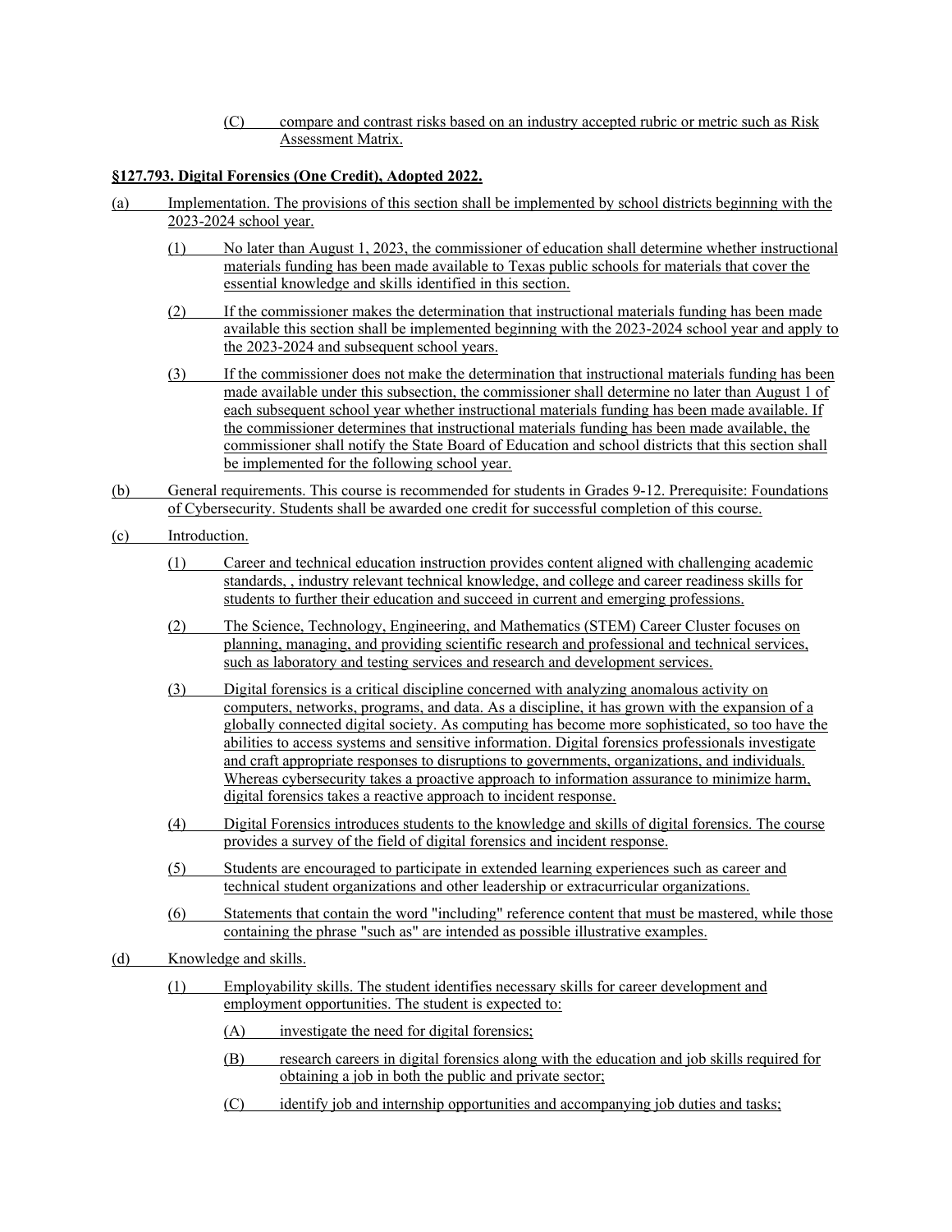(C) compare and contrast risks based on an industry accepted rubric or metric such as Risk Assessment Matrix.

**§127.793. Digital Forensics (One Credit), Adopted 2022.**

(a) Implementation. The provisions of this section shall be implemented by school districts beginning with the 2023-2024 school year.

(1) No later than August 1, 2023, the commissioner of education shall determine whether instructional materials funding has been made available to Texas public schools for materials that cover the essential knowledge and skills identified in this section.

(2) If the commissioner makes the determination that instructional materials funding has been made available this section shall be implemented beginning with the 2023-2024 school year and apply to the 2023-2024 and subsequent school years.

(3) If the commissioner does not make the determination that instructional materials funding has been made available under this subsection, the commissioner shall determine no later than August 1 of each subsequent school year whether instructional materials funding has been made available. If the commissioner determines that instructional materials funding has been made available, the commissioner shall notify the State Board of Education and school districts that this section shall be implemented for the following school year.

(b) General requirements. This course is recommended for students in Grades 9-12. Prerequisite: Foundations of Cybersecurity. Students shall be awarded one credit for successful completion of this course.

(c) Introduction.

(1) Career and technical education instruction provides content aligned with challenging academic standards, , industry relevant technical knowledge, and college and career readiness skills for students to further their education and succeed in current and emerging professions.

(2) The Science, Technology, Engineering, and Mathematics (STEM) Career Cluster focuses on planning, managing, and providing scientific research and professional and technical services, such as laboratory and testing services and research and development services.

(3) Digital forensics is a critical discipline concerned with analyzing anomalous activity on computers, networks, programs, and data. As a discipline, it has grown with the expansion of a globally connected digital society. As computing has become more sophisticated, so too have the abilities to access systems and sensitive information. Digital forensics professionals investigate and craft appropriate responses to disruptions to governments, organizations, and individuals. Whereas cybersecurity takes a proactive approach to information assurance to minimize harm, digital forensics takes a reactive approach to incident response.

(4) Digital Forensics introduces students to the knowledge and skills of digital forensics. The course provides a survey of the field of digital forensics and incident response.

(5) Students are encouraged to participate in extended learning experiences such as career and technical student organizations and other leadership or extracurricular organizations.

(6) Statements that contain the word "including" reference content that must be mastered, while those containing the phrase "such as" are intended as possible illustrative examples.

(d) Knowledge and skills.

(1) Employability skills. The student identifies necessary skills for career development and employment opportunities. The student is expected to:

(A) investigate the need for digital forensics;

(B) research careers in digital forensics along with the education and job skills required for obtaining a job in both the public and private sector;

(C) identify job and internship opportunities and accompanying job duties and tasks;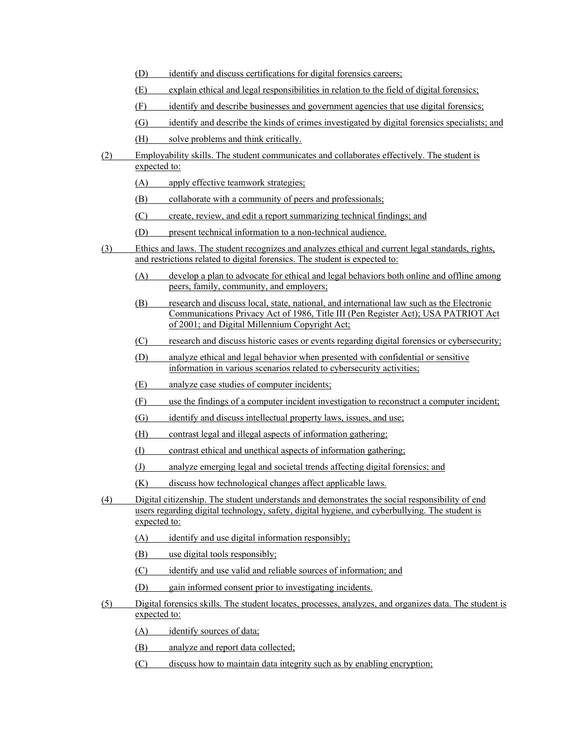(D) identify and discuss certifications for digital forensics careers;

(E) explain ethical and legal responsibilities in relation to the field of digital forensics;

(F) identify and describe businesses and government agencies that use digital forensics;

(G) identify and describe the kinds of crimes investigated by digital forensics specialists; and

(H) solve problems and think critically.

(2) Employability skills. The student communicates and collaborates effectively. The student is expected to:

(A) apply effective teamwork strategies;

(B) collaborate with a community of peers and professionals;

(C) create, review, and edit a report summarizing technical findings; and

(D) present technical information to a non-technical audience.

(3) Ethics and laws. The student recognizes and analyzes ethical and current legal standards, rights, and restrictions related to digital forensics. The student is expected to:

(A) develop a plan to advocate for ethical and legal behaviors both online and offline among peers, family, community, and employers;

(B) research and discuss local, state, national, and international law such as the Electronic Communications Privacy Act of 1986, Title III (Pen Register Act); USA PATRIOT Act of 2001; and Digital Millennium Copyright Act;

(C) research and discuss historic cases or events regarding digital forensics or cybersecurity;

(D) analyze ethical and legal behavior when presented with confidential or sensitive information in various scenarios related to cybersecurity activities;

(E) analyze case studies of computer incidents;

(F) use the findings of a computer incident investigation to reconstruct a computer incident;

(G) identify and discuss intellectual property laws, issues, and use;

(H) contrast legal and illegal aspects of information gathering;

(I) contrast ethical and unethical aspects of information gathering;

(J) analyze emerging legal and societal trends affecting digital forensics; and

(K) discuss how technological changes affect applicable laws.

(4) Digital citizenship. The student understands and demonstrates the social responsibility of end users regarding digital technology, safety, digital hygiene, and cyberbullying. The student is expected to:

(A) identify and use digital information responsibly;

(B) use digital tools responsibly;

(C) identify and use valid and reliable sources of information; and

(D) gain informed consent prior to investigating incidents.

(5) Digital forensics skills. The student locates, processes, analyzes, and organizes data. The student is expected to:

(A) identify sources of data;

(B) analyze and report data collected;

(C) discuss how to maintain data integrity such as by enabling encryption;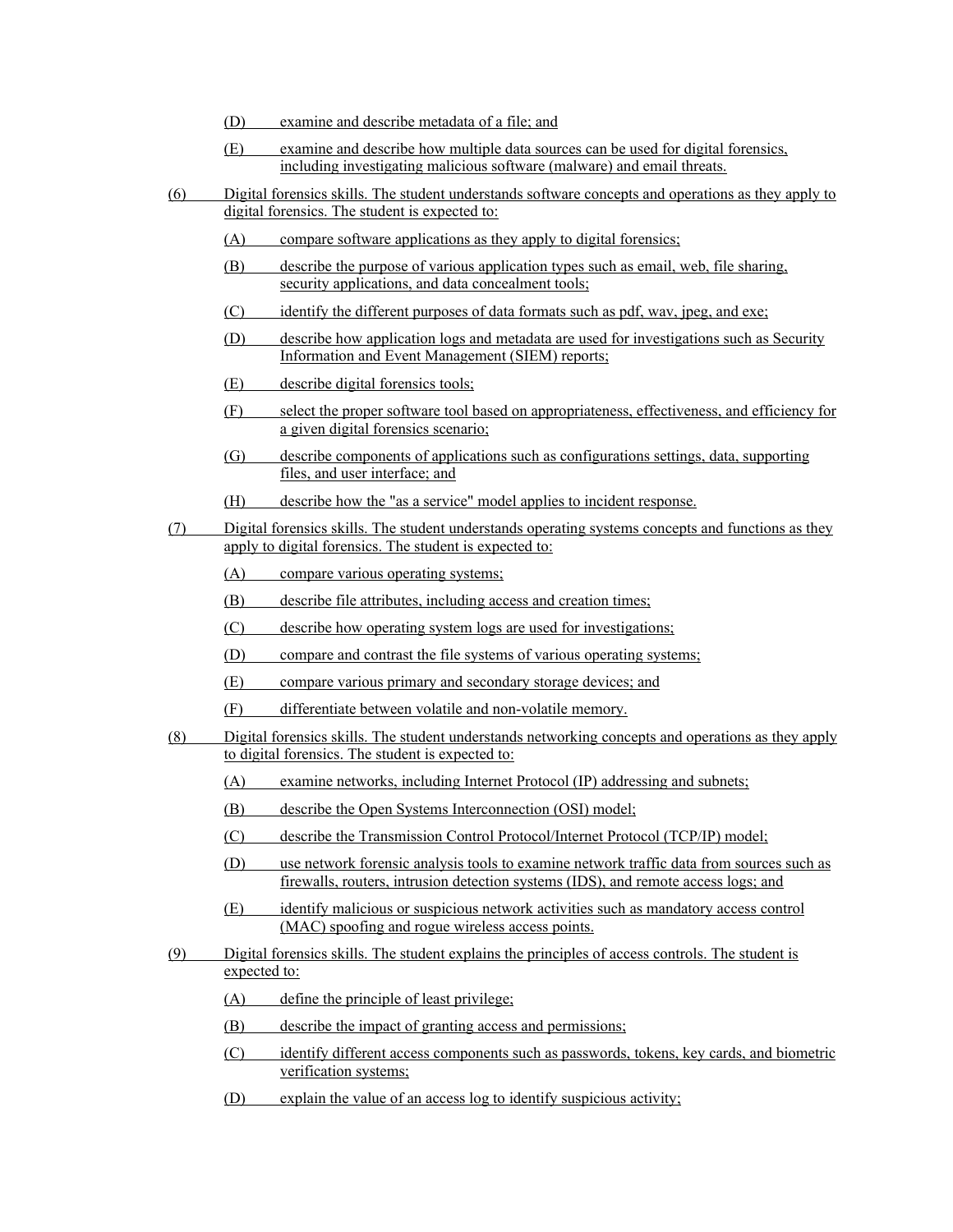- (D) examine and describe metadata of a file; and
- (E) examine and describe how multiple data sources can be used for digital forensics, including investigating malicious software (malware) and email threats.

(6) Digital forensics skills. The student understands software concepts and operations as they apply to digital forensics. The student is expected to:

- (A) compare software applications as they apply to digital forensics;
- (B) describe the purpose of various application types such as email, web, file sharing, security applications, and data concealment tools;
- (C) identify the different purposes of data formats such as pdf, wav, jpeg, and exe;
- (D) describe how application logs and metadata are used for investigations such as Security Information and Event Management (SIEM) reports;
- (E) describe digital forensics tools;
- (F) select the proper software tool based on appropriateness, effectiveness, and efficiency for a given digital forensics scenario;
- (G) describe components of applications such as configurations settings, data, supporting files, and user interface; and
- (H) describe how the "as a service" model applies to incident response.

(7) Digital forensics skills. The student understands operating systems concepts and functions as they apply to digital forensics. The student is expected to:

- (A) compare various operating systems;
- (B) describe file attributes, including access and creation times;
- (C) describe how operating system logs are used for investigations;
- (D) compare and contrast the file systems of various operating systems;
- (E) compare various primary and secondary storage devices; and
- (F) differentiate between volatile and non-volatile memory.

(8) Digital forensics skills. The student understands networking concepts and operations as they apply to digital forensics. The student is expected to:

- (A) examine networks, including Internet Protocol (IP) addressing and subnets;
- (B) describe the Open Systems Interconnection (OSI) model;
- (C) describe the Transmission Control Protocol/Internet Protocol (TCP/IP) model;
- (D) use network forensic analysis tools to examine network traffic data from sources such as firewalls, routers, intrusion detection systems (IDS), and remote access logs; and
- (E) identify malicious or suspicious network activities such as mandatory access control (MAC) spoofing and rogue wireless access points.

(9) Digital forensics skills. The student explains the principles of access controls. The student is expected to:

- (A) define the principle of least privilege;
- (B) describe the impact of granting access and permissions;
- (C) identify different access components such as passwords, tokens, key cards, and biometric verification systems;
- (D) explain the value of an access log to identify suspicious activity;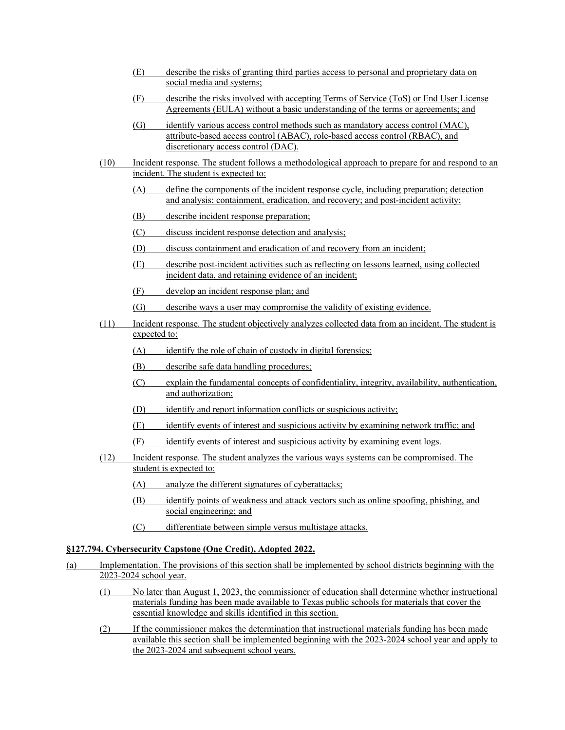(E) describe the risks of granting third parties access to personal and proprietary data on social media and systems;

(F) describe the risks involved with accepting Terms of Service (ToS) or End User License Agreements (EULA) without a basic understanding of the terms or agreements; and

(G) identify various access control methods such as mandatory access control (MAC), attribute-based access control (ABAC), role-based access control (RBAC), and discretionary access control (DAC).

(10) Incident response. The student follows a methodological approach to prepare for and respond to an incident. The student is expected to:

(A) define the components of the incident response cycle, including preparation; detection and analysis; containment, eradication, and recovery; and post-incident activity;

(B) describe incident response preparation;

(C) discuss incident response detection and analysis;

(D) discuss containment and eradication of and recovery from an incident;

(E) describe post-incident activities such as reflecting on lessons learned, using collected incident data, and retaining evidence of an incident;

(F) develop an incident response plan; and

(G) describe ways a user may compromise the validity of existing evidence.

(11) Incident response. The student objectively analyzes collected data from an incident. The student is expected to:

(A) identify the role of chain of custody in digital forensics;

(B) describe safe data handling procedures;

(C) explain the fundamental concepts of confidentiality, integrity, availability, authentication, and authorization;

(D) identify and report information conflicts or suspicious activity;

(E) identify events of interest and suspicious activity by examining network traffic; and

(F) identify events of interest and suspicious activity by examining event logs.

(12) Incident response. The student analyzes the various ways systems can be compromised. The student is expected to:

(A) analyze the different signatures of cyberattacks;

(B) identify points of weakness and attack vectors such as online spoofing, phishing, and social engineering; and

(C) differentiate between simple versus multistage attacks.

**§127.794. Cybersecurity Capstone (One Credit), Adopted 2022.**

(a) Implementation. The provisions of this section shall be implemented by school districts beginning with the 2023-2024 school year.

(1) No later than August 1, 2023, the commissioner of education shall determine whether instructional materials funding has been made available to Texas public schools for materials that cover the essential knowledge and skills identified in this section.

(2) If the commissioner makes the determination that instructional materials funding has been made available this section shall be implemented beginning with the 2023-2024 school year and apply to the 2023-2024 and subsequent school years.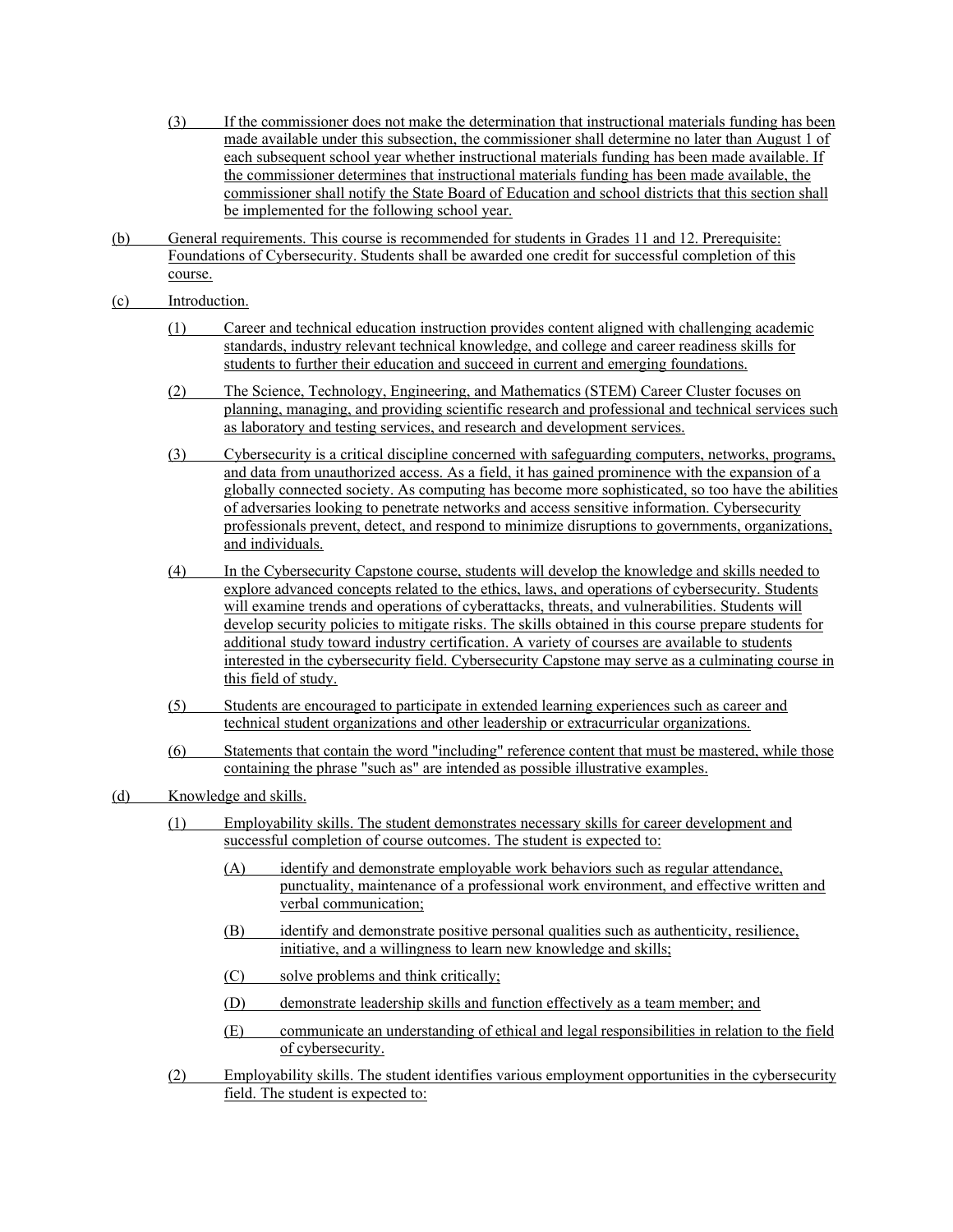(3) If the commissioner does not make the determination that instructional materials funding has been made available under this subsection, the commissioner shall determine no later than August 1 of each subsequent school year whether instructional materials funding has been made available. If the commissioner determines that instructional materials funding has been made available, the commissioner shall notify the State Board of Education and school districts that this section shall be implemented for the following school year.

(b) General requirements. This course is recommended for students in Grades 11 and 12. Prerequisite: Foundations of Cybersecurity. Students shall be awarded one credit for successful completion of this course.

(c) Introduction.

(1) Career and technical education instruction provides content aligned with challenging academic standards, industry relevant technical knowledge, and college and career readiness skills for students to further their education and succeed in current and emerging foundations.

(2) The Science, Technology, Engineering, and Mathematics (STEM) Career Cluster focuses on planning, managing, and providing scientific research and professional and technical services such as laboratory and testing services, and research and development services.

(3) Cybersecurity is a critical discipline concerned with safeguarding computers, networks, programs, and data from unauthorized access. As a field, it has gained prominence with the expansion of a globally connected society. As computing has become more sophisticated, so too have the abilities of adversaries looking to penetrate networks and access sensitive information. Cybersecurity professionals prevent, detect, and respond to minimize disruptions to governments, organizations, and individuals.

(4) In the Cybersecurity Capstone course, students will develop the knowledge and skills needed to explore advanced concepts related to the ethics, laws, and operations of cybersecurity. Students will examine trends and operations of cyberattacks, threats, and vulnerabilities. Students will develop security policies to mitigate risks. The skills obtained in this course prepare students for additional study toward industry certification. A variety of courses are available to students interested in the cybersecurity field. Cybersecurity Capstone may serve as a culminating course in this field of study.

(5) Students are encouraged to participate in extended learning experiences such as career and technical student organizations and other leadership or extracurricular organizations.

(6) Statements that contain the word "including" reference content that must be mastered, while those containing the phrase "such as" are intended as possible illustrative examples.

(d) Knowledge and skills.

(1) Employability skills. The student demonstrates necessary skills for career development and successful completion of course outcomes. The student is expected to:

(A) identify and demonstrate employable work behaviors such as regular attendance, punctuality, maintenance of a professional work environment, and effective written and verbal communication;

(B) identify and demonstrate positive personal qualities such as authenticity, resilience, initiative, and a willingness to learn new knowledge and skills;

(C) solve problems and think critically;

(D) demonstrate leadership skills and function effectively as a team member; and

(E) communicate an understanding of ethical and legal responsibilities in relation to the field of cybersecurity.

(2) Employability skills. The student identifies various employment opportunities in the cybersecurity field. The student is expected to: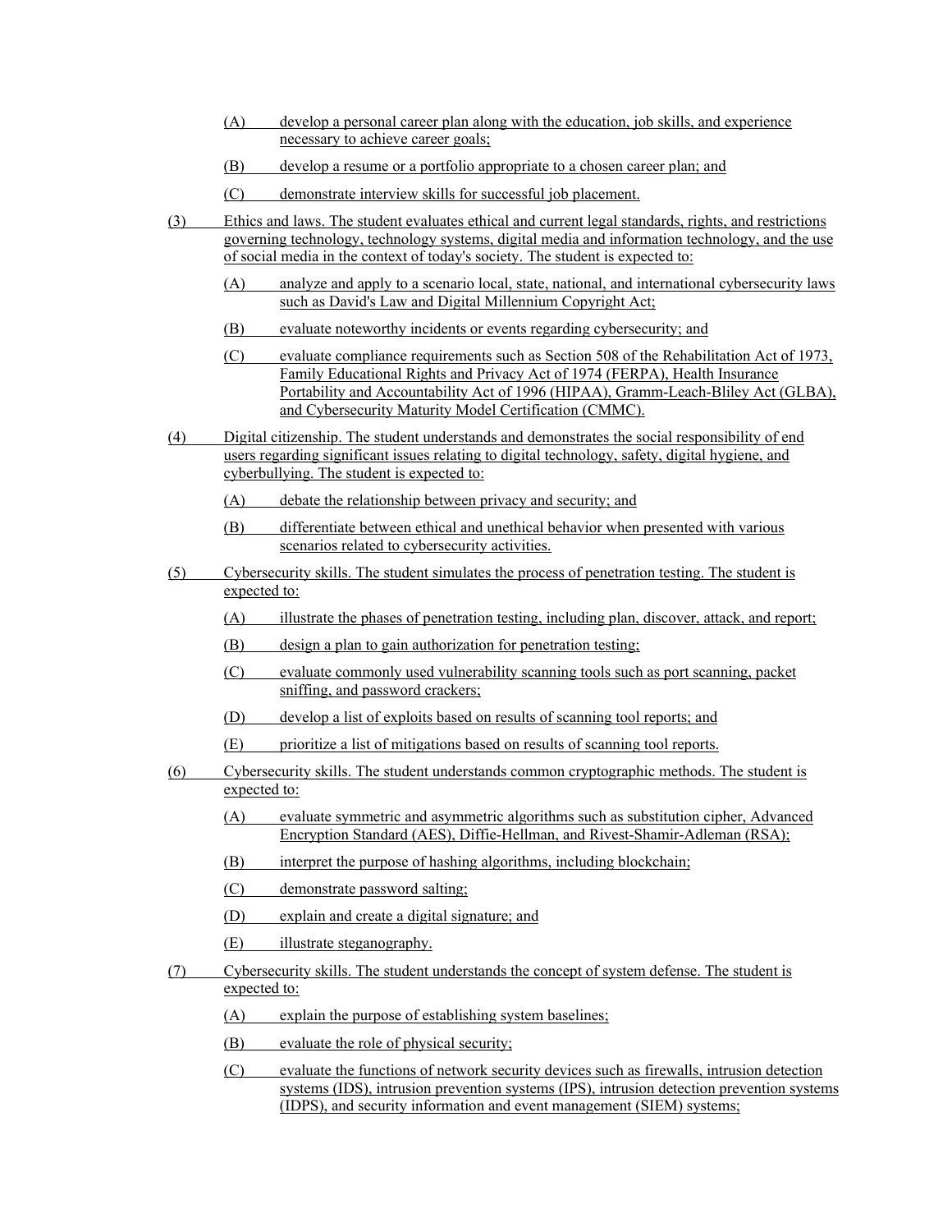(A) develop a personal career plan along with the education, job skills, and experience necessary to achieve career goals;

(B) develop a resume or a portfolio appropriate to a chosen career plan; and

(C) demonstrate interview skills for successful job placement.

(3) Ethics and laws. The student evaluates ethical and current legal standards, rights, and restrictions governing technology, technology systems, digital media and information technology, and the use of social media in the context of today's society. The student is expected to:

(A) analyze and apply to a scenario local, state, national, and international cybersecurity laws such as David's Law and Digital Millennium Copyright Act;

(B) evaluate noteworthy incidents or events regarding cybersecurity; and

(C) evaluate compliance requirements such as Section 508 of the Rehabilitation Act of 1973, Family Educational Rights and Privacy Act of 1974 (FERPA), Health Insurance Portability and Accountability Act of 1996 (HIPAA), Gramm-Leach-Bliley Act (GLBA), and Cybersecurity Maturity Model Certification (CMMC).

(4) Digital citizenship. The student understands and demonstrates the social responsibility of end users regarding significant issues relating to digital technology, safety, digital hygiene, and cyberbullying. The student is expected to:

(A) debate the relationship between privacy and security; and

(B) differentiate between ethical and unethical behavior when presented with various scenarios related to cybersecurity activities.

(5) Cybersecurity skills. The student simulates the process of penetration testing. The student is expected to:

(A) illustrate the phases of penetration testing, including plan, discover, attack, and report;

(B) design a plan to gain authorization for penetration testing;

(C) evaluate commonly used vulnerability scanning tools such as port scanning, packet sniffing, and password crackers;

(D) develop a list of exploits based on results of scanning tool reports; and

(E) prioritize a list of mitigations based on results of scanning tool reports.

(6) Cybersecurity skills. The student understands common cryptographic methods. The student is expected to:

(A) evaluate symmetric and asymmetric algorithms such as substitution cipher, Advanced Encryption Standard (AES), Diffie-Hellman, and Rivest-Shamir-Adleman (RSA);

(B) interpret the purpose of hashing algorithms, including blockchain;

(C) demonstrate password salting;

(D) explain and create a digital signature; and

(E) illustrate steganography.

(7) Cybersecurity skills. The student understands the concept of system defense. The student is expected to:

(A) explain the purpose of establishing system baselines;

(B) evaluate the role of physical security;

(C) evaluate the functions of network security devices such as firewalls, intrusion detection systems (IDS), intrusion prevention systems (IPS), intrusion detection prevention systems (IDPS), and security information and event management (SIEM) systems;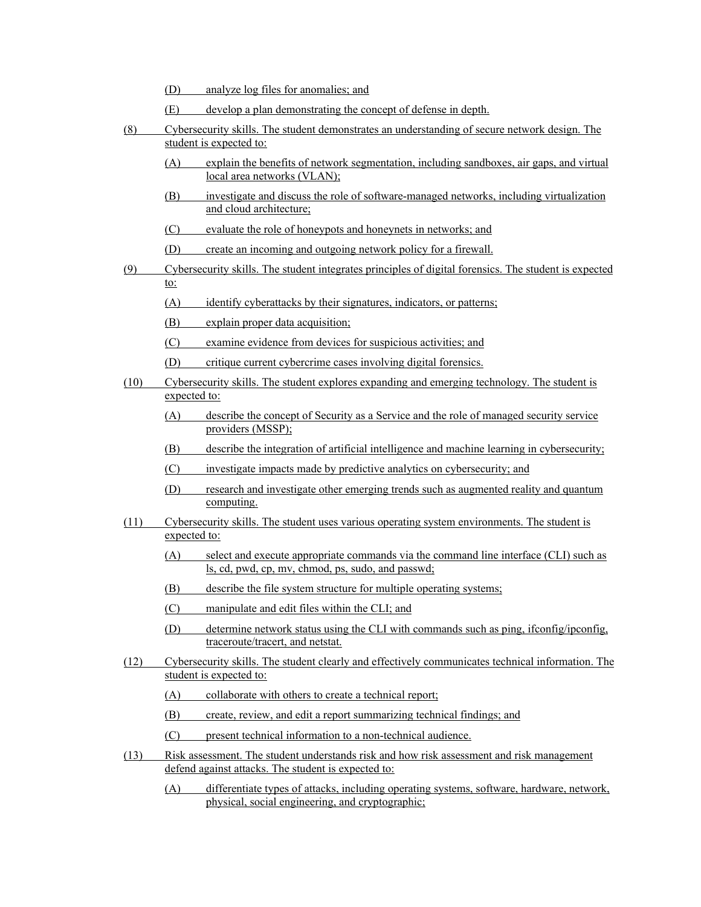(D) analyze log files for anomalies; and

(E) develop a plan demonstrating the concept of defense in depth.

(8) Cybersecurity skills. The student demonstrates an understanding of secure network design. The student is expected to:

(A) explain the benefits of network segmentation, including sandboxes, air gaps, and virtual local area networks (VLAN);

(B) investigate and discuss the role of software-managed networks, including virtualization and cloud architecture;

(C) evaluate the role of honeypots and honeynets in networks; and

(D) create an incoming and outgoing network policy for a firewall.

(9) Cybersecurity skills. The student integrates principles of digital forensics. The student is expected to:

(A) identify cyberattacks by their signatures, indicators, or patterns;

(B) explain proper data acquisition;

(C) examine evidence from devices for suspicious activities; and

(D) critique current cybercrime cases involving digital forensics.

(10) Cybersecurity skills. The student explores expanding and emerging technology. The student is expected to:

(A) describe the concept of Security as a Service and the role of managed security service providers (MSSP);

(B) describe the integration of artificial intelligence and machine learning in cybersecurity;

(C) investigate impacts made by predictive analytics on cybersecurity; and

(D) research and investigate other emerging trends such as augmented reality and quantum computing.

(11) Cybersecurity skills. The student uses various operating system environments. The student is expected to:

(A) select and execute appropriate commands via the command line interface (CLI) such as ls, cd, pwd, cp, mv, chmod, ps, sudo, and passwd;

(B) describe the file system structure for multiple operating systems;

(C) manipulate and edit files within the CLI; and

(D) determine network status using the CLI with commands such as ping, ifconfig/ipconfig, traceroute/tracert, and netstat.

(12) Cybersecurity skills. The student clearly and effectively communicates technical information. The student is expected to:

(A) collaborate with others to create a technical report;

(B) create, review, and edit a report summarizing technical findings; and

(C) present technical information to a non-technical audience.

(13) Risk assessment. The student understands risk and how risk assessment and risk management defend against attacks. The student is expected to:

(A) differentiate types of attacks, including operating systems, software, hardware, network, physical, social engineering, and cryptographic;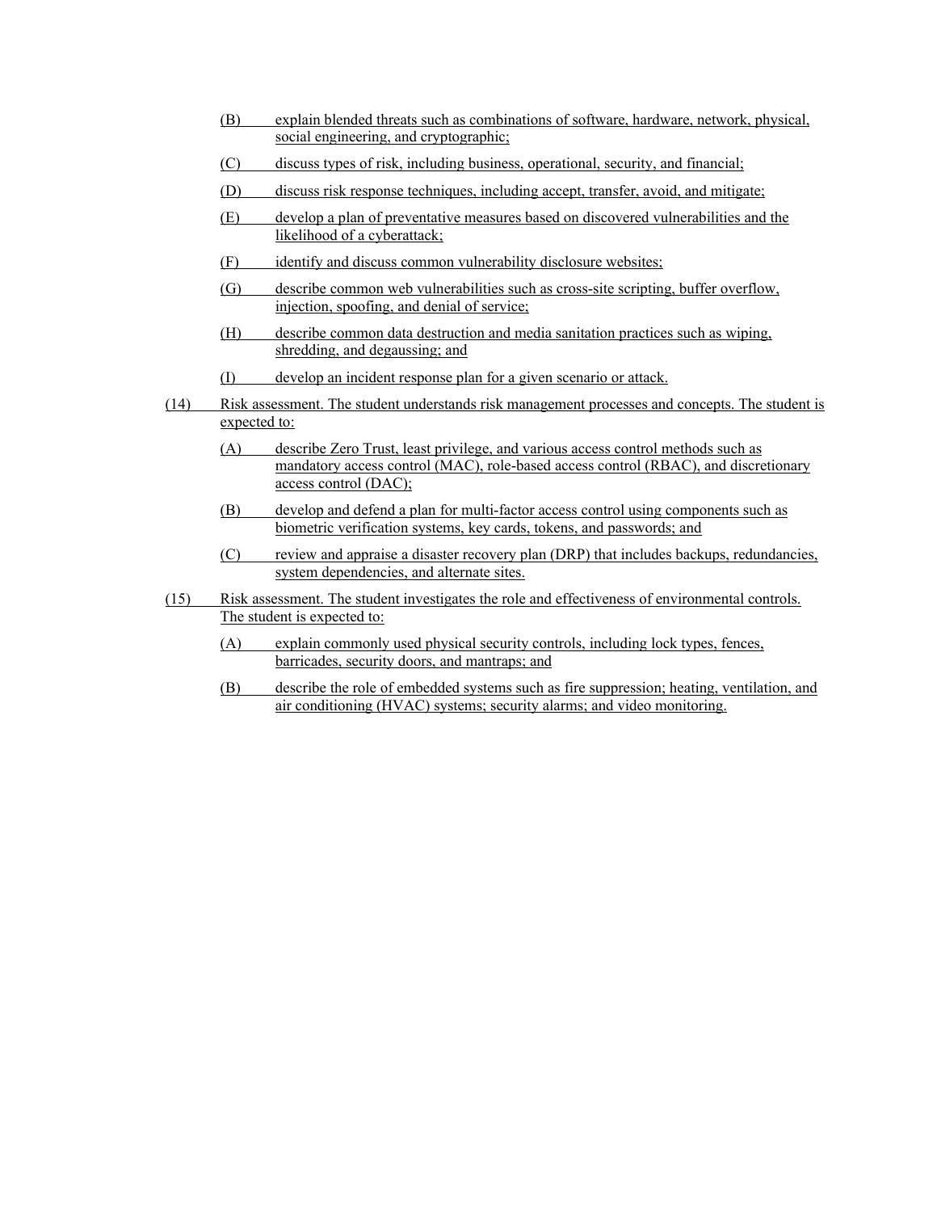(B) explain blended threats such as combinations of software, hardware, network, physical, social engineering, and cryptographic;

(C) discuss types of risk, including business, operational, security, and financial;

(D) discuss risk response techniques, including accept, transfer, avoid, and mitigate;

(E) develop a plan of preventative measures based on discovered vulnerabilities and the likelihood of a cyberattack;

(F) identify and discuss common vulnerability disclosure websites;

(G) describe common web vulnerabilities such as cross-site scripting, buffer overflow, injection, spoofing, and denial of service;

(H) describe common data destruction and media sanitation practices such as wiping, shredding, and degaussing; and

(I) develop an incident response plan for a given scenario or attack.

(14) Risk assessment. The student understands risk management processes and concepts. The student is expected to:

(A) describe Zero Trust, least privilege, and various access control methods such as mandatory access control (MAC), role-based access control (RBAC), and discretionary access control (DAC);

(B) develop and defend a plan for multi-factor access control using components such as biometric verification systems, key cards, tokens, and passwords; and

(C) review and appraise a disaster recovery plan (DRP) that includes backups, redundancies, system dependencies, and alternate sites.

(15) Risk assessment. The student investigates the role and effectiveness of environmental controls. The student is expected to:

(A) explain commonly used physical security controls, including lock types, fences, barricades, security doors, and mantraps; and

(B) describe the role of embedded systems such as fire suppression; heating, ventilation, and air conditioning (HVAC) systems; security alarms; and video monitoring.